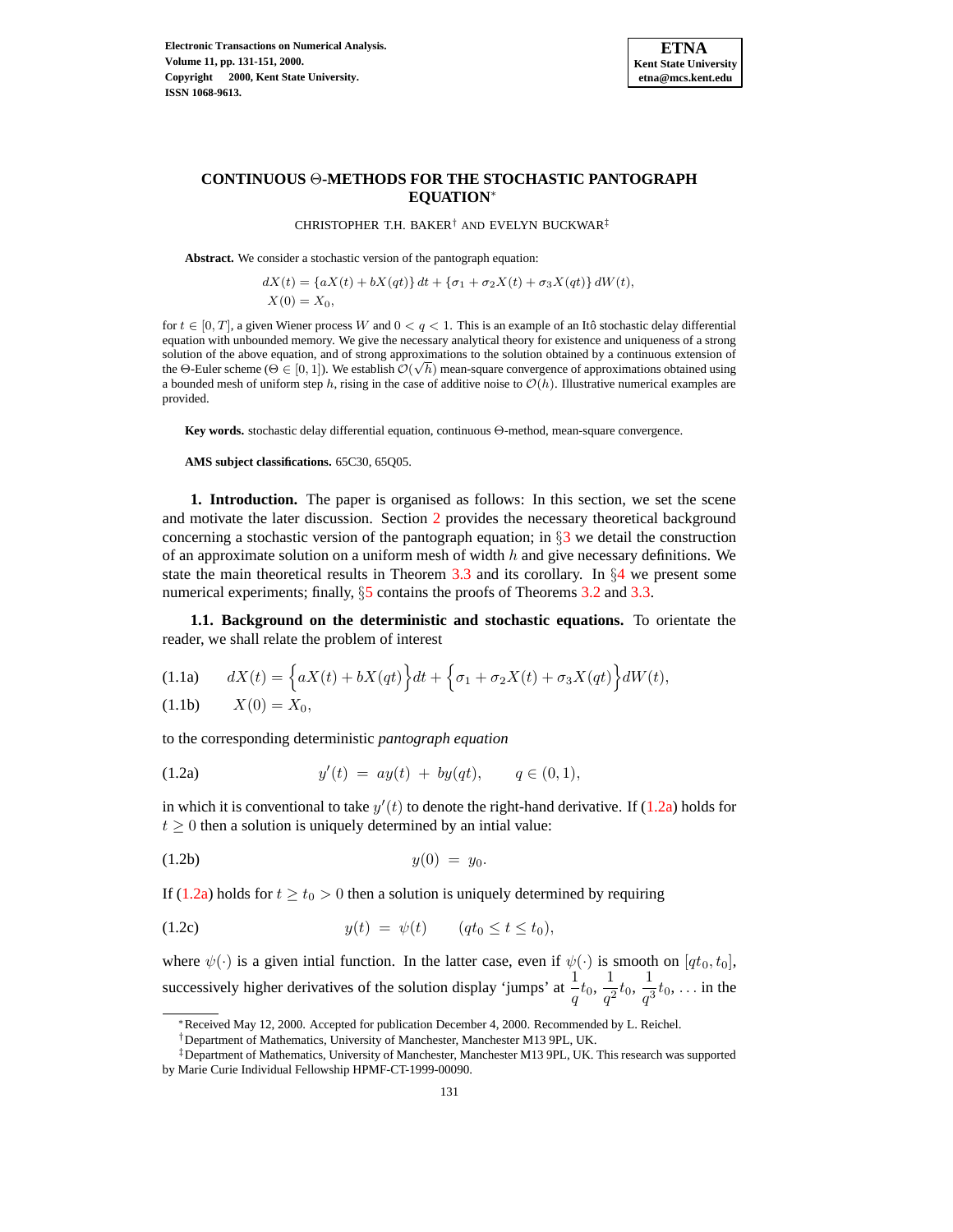# CONTINUOUS Θ-METHODS FOR THE STOCHASTIC PANTOGRAPH EQUATION*

CHRISTOPHER T.H. BAKER[†] AND EVELYN BUCKWAR[‡]

**Abstract.** We consider a stochastic version of the pantograph equation:

$$dX(t) = \{aX(t) + bX(qt)\}\,dt + \{\sigma_1 + \sigma_2 X(t) + \sigma_3 X(qt)\}\,dW(t),$$
$$X(0) = X_0,$$

for $t \in [0, T]$, a given Wiener process $W$ and $0 < q < 1$. This is an example of an Itô stochastic delay differential equation with unbounded memory. We give the necessary analytical theory for existence and uniqueness of a strong solution of the above equation, and of strong approximations to the solution obtained by a continuous extension of the Θ-Euler scheme ($\Theta \in [0, 1]$). We establish $\mathcal{O}(\sqrt{h})$ mean-square convergence of approximations obtained using a bounded mesh of uniform step $h$, rising in the case of additive noise to $\mathcal{O}(h)$. Illustrative numerical examples are provided.

**Key words.** stochastic delay differential equation, continuous Θ-method, mean-square convergence.

**AMS subject classifications.** 65C30, 65Q05.

## 1. Introduction.

The paper is organised as follows: In this section, we set the scene and motivate the later discussion. Section 2 provides the necessary theoretical background concerning a stochastic version of the pantograph equation; in §3 we detail the construction of an approximate solution on a uniform mesh of width $h$ and give necessary definitions. We state the main theoretical results in Theorem 3.3 and its corollary. In §4 we present some numerical experiments; finally, §5 contains the proofs of Theorems 3.2 and 3.3.

### 1.1. Background on the deterministic and stochastic equations.

To orientate the reader, we shall relate the problem of interest

$$dX(t) = \Big\{aX(t) + bX(qt)\Big\}dt + \Big\{\sigma_1 + \sigma_2 X(t) + \sigma_3 X(qt)\Big\}dW(t), \tag{1.1a}$$

$$X(0) = X_0, \tag{1.1b}$$

to the corresponding deterministic *pantograph equation*

$$y'(t) \;=\; ay(t) \;+\; by(qt), \qquad q \in (0, 1), \tag{1.2a}$$

in which it is conventional to take $y'(t)$ to denote the right-hand derivative. If (1.2a) holds for $t \geq 0$ then a solution is uniquely determined by an intial value:

$$y(0) \;=\; y_0. \tag{1.2b}$$

If (1.2a) holds for $t \geq t_0 > 0$ then a solution is uniquely determined by requiring

$$y(t) \;=\; \psi(t) \qquad (qt_0 \leq t \leq t_0), \tag{1.2c}$$

where $\psi(\cdot)$ is a given intial function. In the latter case, even if $\psi(\cdot)$ is smooth on $[qt_0, t_0]$, successively higher derivatives of the solution display 'jumps' at $\dfrac{1}{q}t_0,\ \dfrac{1}{q^2}t_0,\ \dfrac{1}{q^3}t_0, \ldots$ in the

---

*Received May 12, 2000. Accepted for publication December 4, 2000. Recommended by L. Reichel.

[†]Department of Mathematics, University of Manchester, Manchester M13 9PL, UK.

[‡]Department of Mathematics, University of Manchester, Manchester M13 9PL, UK. This research was supported by Marie Curie Individual Fellowship HPMF-CT-1999-00090.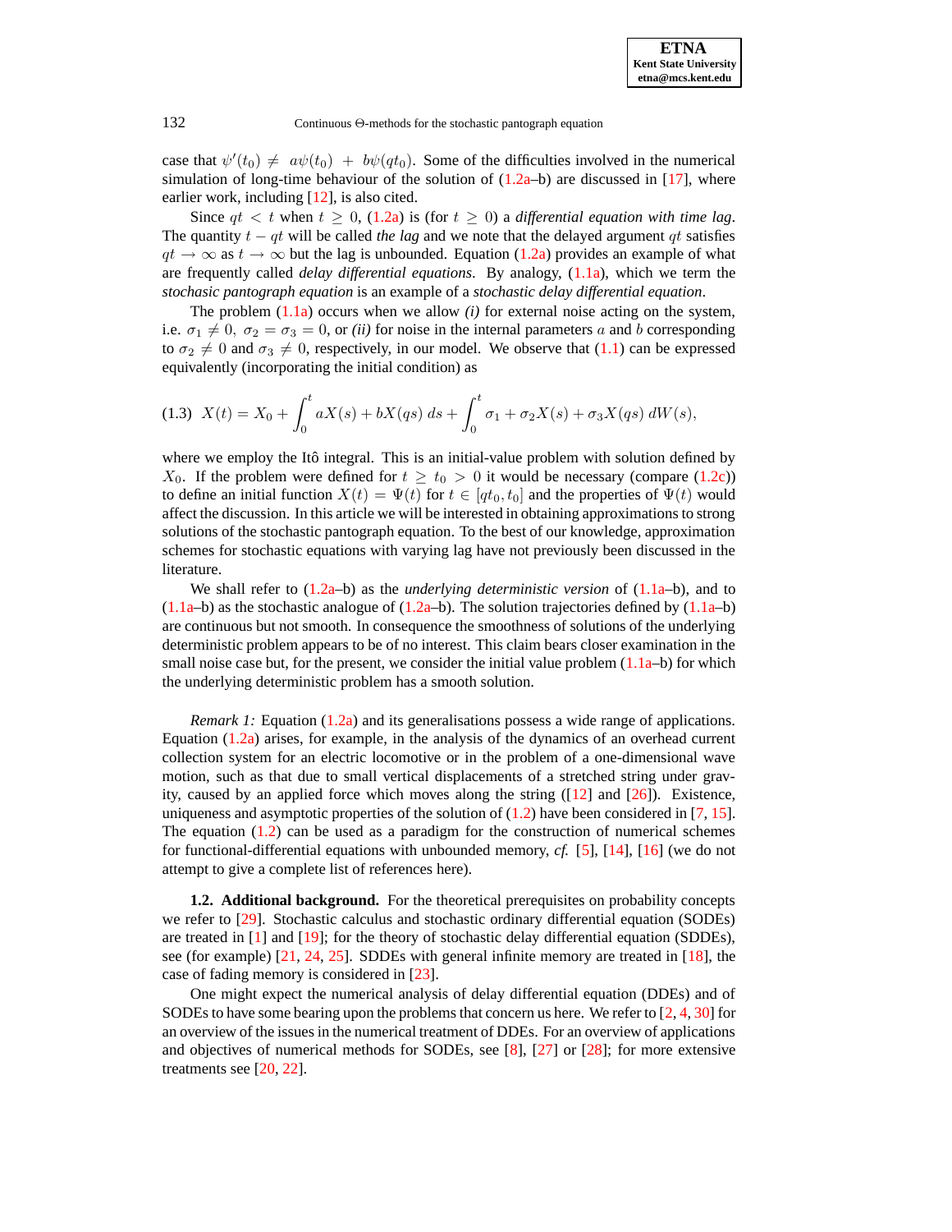case that $\psi'(t_0) \neq a\psi(t_0) + b\psi(qt_0)$. Some of the difficulties involved in the numerical simulation of long-time behaviour of the solution of (1.2a–b) are discussed in [17], where earlier work, including [12], is also cited.

Since $qt < t$ when $t \geq 0$, (1.2a) is (for $t \geq 0$) a *differential equation with time lag*. The quantity $t - qt$ will be called *the lag* and we note that the delayed argument $qt$ satisfies $qt \to \infty$ as $t \to \infty$ but the lag is unbounded. Equation (1.2a) provides an example of what are frequently called *delay differential equations*. By analogy, (1.1a), which we term the *stochastic pantograph equation* is an example of a *stochastic delay differential equation*.

The problem (1.1a) occurs when we allow *(i)* for external noise acting on the system, i.e. $\sigma_1 \neq 0$, $\sigma_2 = \sigma_3 = 0$, or *(ii)* for noise in the internal parameters $a$ and $b$ corresponding to $\sigma_2 \neq 0$ and $\sigma_3 \neq 0$, respectively, in our model. We observe that (1.1) can be expressed equivalently (incorporating the initial condition) as

$$X(t) = X_0 + \int_0^t aX(s) + bX(qs)\, ds + \int_0^t \sigma_1 + \sigma_2 X(s) + \sigma_3 X(qs)\, dW(s), \tag{1.3}$$

where we employ the Itô integral. This is an initial-value problem with solution defined by $X_0$. If the problem were defined for $t \geq t_0 > 0$ it would be necessary (compare (1.2c)) to define an initial function $X(t) = \Psi(t)$ for $t \in [qt_0, t_0]$ and the properties of $\Psi(t)$ would affect the discussion. In this article we will be interested in obtaining approximations to strong solutions of the stochastic pantograph equation. To the best of our knowledge, approximation schemes for stochastic equations with varying lag have not previously been discussed in the literature.

We shall refer to (1.2a–b) as the *underlying deterministic version* of (1.1a–b), and to (1.1a–b) as the stochastic analogue of (1.2a–b). The solution trajectories defined by (1.1a–b) are continuous but not smooth. In consequence the smoothness of solutions of the underlying deterministic problem appears to be of no interest. This claim bears closer examination in the small noise case but, for the present, we consider the initial value problem (1.1a–b) for which the underlying deterministic problem has a smooth solution.

*Remark 1:* Equation (1.2a) and its generalisations possess a wide range of applications. Equation (1.2a) arises, for example, in the analysis of the dynamics of an overhead current collection system for an electric locomotive or in the problem of a one-dimensional wave motion, such as that due to small vertical displacements of a stretched string under gravity, caused by an applied force which moves along the string ([12] and [26]). Existence, uniqueness and asymptotic properties of the solution of (1.2) have been considered in [7, 15]. The equation (1.2) can be used as a paradigm for the construction of numerical schemes for functional-differential equations with unbounded memory, *cf.* [5], [14], [16] (we do not attempt to give a complete list of references here).

**1.2. Additional background.** For the theoretical prerequisites on probability concepts we refer to [29]. Stochastic calculus and stochastic ordinary differential equation (SODEs) are treated in [1] and [19]; for the theory of stochastic delay differential equation (SDDEs), see (for example) [21, 24, 25]. SDDEs with general infinite memory are treated in [18], the case of fading memory is considered in [23].

One might expect the numerical analysis of delay differential equation (DDEs) and of SODEs to have some bearing upon the problems that concern us here. We refer to [2, 4, 30] for an overview of the issues in the numerical treatment of DDEs. For an overview of applications and objectives of numerical methods for SODEs, see [8], [27] or [28]; for more extensive treatments see [20, 22].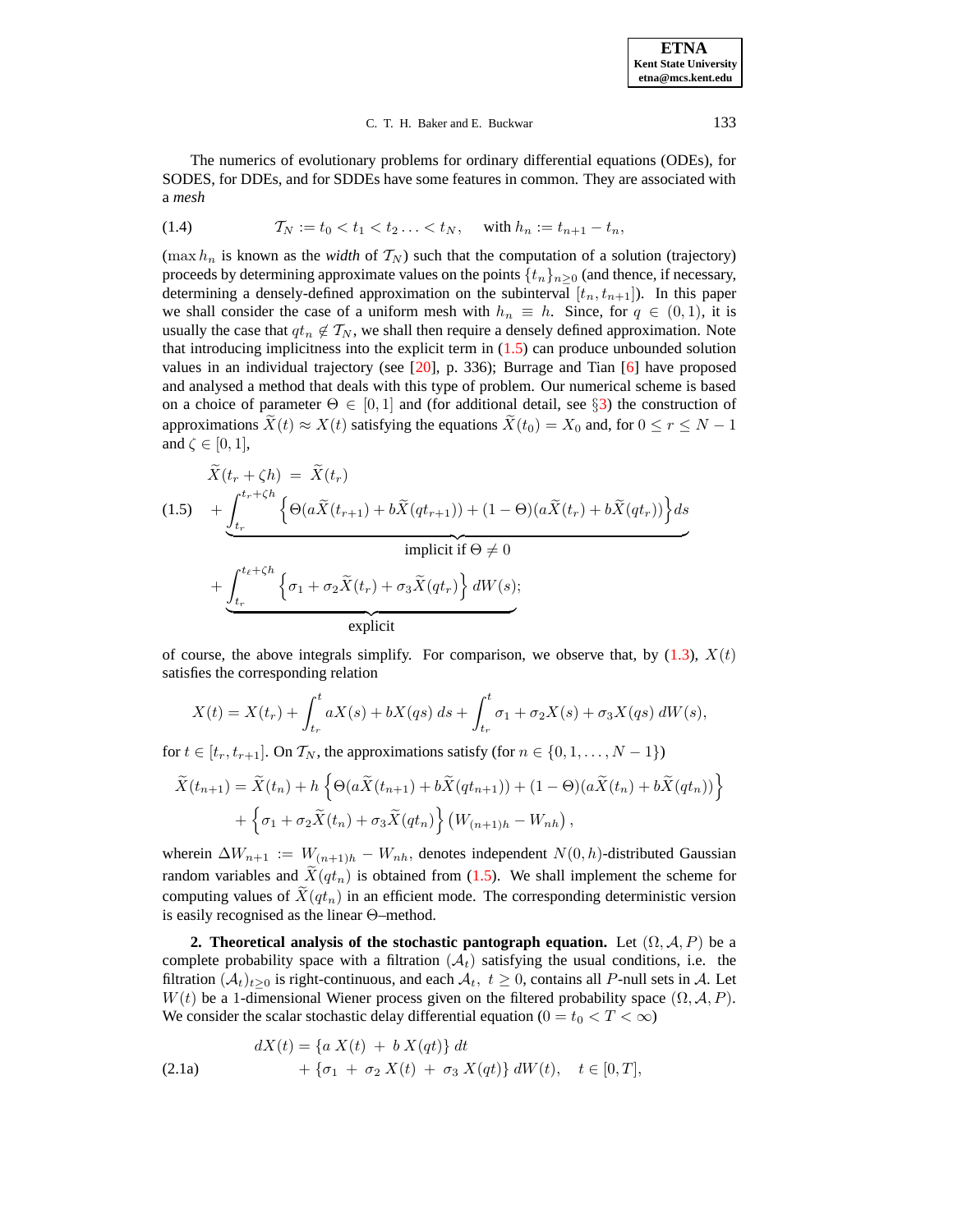The numerics of evolutionary problems for ordinary differential equations (ODEs), for SODES, for DDEs, and for SDDEs have some features in common. They are associated with a *mesh*

$$\mathcal{T}_N := t_0 < t_1 < t_2 \ldots < t_N, \quad \text{with } h_n := t_{n+1} - t_n, \tag{1.4}$$

($\max h_n$ is known as the *width* of $\mathcal{T}_N$) such that the computation of a solution (trajectory) proceeds by determining approximate values on the points $\{t_n\}_{n\geq 0}$ (and thence, if necessary, determining a densely-defined approximation on the subinterval $[t_n, t_{n+1}]$). In this paper we shall consider the case of a uniform mesh with $h_n \equiv h$. Since, for $q \in (0,1)$, it is usually the case that $qt_n \notin \mathcal{T}_N$, we shall then require a densely defined approximation. Note that introducing implicitness into the explicit term in (1.5) can produce unbounded solution values in an individual trajectory (see [20], p. 336); Burrage and Tian [6] have proposed and analysed a method that deals with this type of problem. Our numerical scheme is based on a choice of parameter $\Theta \in [0,1]$ and (for additional detail, see §3) the construction of approximations $\widetilde{X}(t) \approx X(t)$ satisfying the equations $\widetilde{X}(t_0) = X_0$ and, for $0 \leq r \leq N-1$ and $\zeta \in [0,1]$,

$$\begin{aligned}
\widetilde{X}(t_r + \zeta h) &= \widetilde{X}(t_r) \\
&+ \underbrace{\int_{t_r}^{t_r+\zeta h} \left\{ \Theta(a\widetilde{X}(t_{r+1}) + b\widetilde{X}(qt_{r+1})) + (1-\Theta)(a\widetilde{X}(t_r) + b\widetilde{X}(qt_r)) \right\} ds}_{\text{implicit if } \Theta \neq 0} \\
&+ \underbrace{\int_{t_r}^{t_\ell+\zeta h} \left\{ \sigma_1 + \sigma_2 \widetilde{X}(t_r) + \sigma_3 \widetilde{X}(qt_r) \right\} dW(s)}_{\text{explicit}};
\end{aligned} \tag{1.5}$$

of course, the above integrals simplify. For comparison, we observe that, by (1.3), $X(t)$ satisfies the corresponding relation

$$X(t) = X(t_r) + \int_{t_r}^{t} aX(s) + bX(qs)\, ds + \int_{t_r}^{t} \sigma_1 + \sigma_2 X(s) + \sigma_3 X(qs)\, dW(s),$$

for $t \in [t_r, t_{r+1}]$. On $\mathcal{T}_N$, the approximations satisfy (for $n \in \{0, 1, \ldots, N-1\}$)

$$\begin{aligned}
\widetilde{X}(t_{n+1}) = \widetilde{X}(t_n) &+ h\left\{ \Theta(a\widetilde{X}(t_{n+1}) + b\widetilde{X}(qt_{n+1})) + (1-\Theta)(a\widetilde{X}(t_n) + b\widetilde{X}(qt_n)) \right\} \\
&+ \left\{ \sigma_1 + \sigma_2 \widetilde{X}(t_n) + \sigma_3 \widetilde{X}(qt_n) \right\} \left( W_{(n+1)h} - W_{nh} \right),
\end{aligned}$$

wherein $\Delta W_{n+1} := W_{(n+1)h} - W_{nh}$, denotes independent $N(0,h)$-distributed Gaussian random variables and $\widetilde{X}(qt_n)$ is obtained from (1.5). We shall implement the scheme for computing values of $\widetilde{X}(qt_n)$ in an efficient mode. The corresponding deterministic version is easily recognised as the linear $\Theta$–method.

## 2. Theoretical analysis of the stochastic pantograph equation.

Let $(\Omega, \mathcal{A}, P)$ be a complete probability space with a filtration $(\mathcal{A}_t)$ satisfying the usual conditions, i.e. the filtration $(\mathcal{A}_t)_{t\geq 0}$ is right-continuous, and each $\mathcal{A}_t,\ t \geq 0$, contains all $P$-null sets in $\mathcal{A}$. Let $W(t)$ be a 1-dimensional Wiener process given on the filtered probability space $(\Omega, \mathcal{A}, P)$. We consider the scalar stochastic delay differential equation ($0 = t_0 < T < \infty$)

$$\begin{aligned}
dX(t) &= \{a\, X(t) \,+\, b\, X(qt)\}\, dt \\
&\quad + \{\sigma_1 \,+\, \sigma_2\, X(t) \,+\, \sigma_3\, X(qt)\}\, dW(t), \quad t \in [0, T],
\end{aligned} \tag{2.1a}$$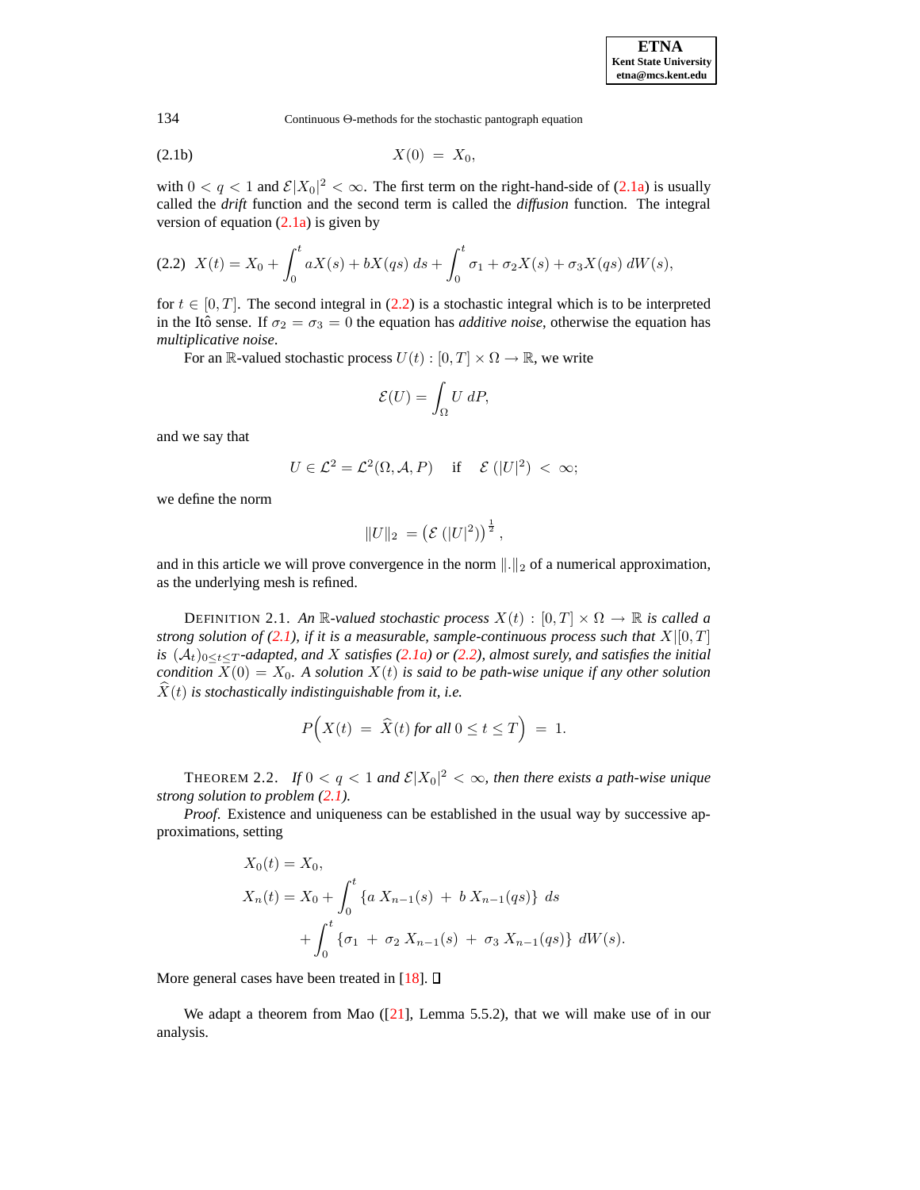$$
\text{(2.1b)} \qquad X(0) \;=\; X_0,
$$

with $0 < q < 1$ and $\mathcal{E}|X_0|^2 < \infty$. The first term on the right-hand-side of (2.1a) is usually called the *drift* function and the second term is called the *diffusion* function. The integral version of equation (2.1a) is given by

$$
\text{(2.2)} \quad X(t) = X_0 + \int_0^t aX(s) + bX(qs)\, ds + \int_0^t \sigma_1 + \sigma_2 X(s) + \sigma_3 X(qs)\, dW(s),
$$

for $t \in [0, T]$. The second integral in (2.2) is a stochastic integral which is to be interpreted in the Itô sense. If $\sigma_2 = \sigma_3 = 0$ the equation has *additive noise*, otherwise the equation has *multiplicative noise*.

For an $\mathbb{R}$-valued stochastic process $U(t) : [0, T] \times \Omega \to \mathbb{R}$, we write

$$
\mathcal{E}(U) = \int_\Omega U\, dP,
$$

and we say that

$$
U \in \mathcal{L}^2 = \mathcal{L}^2(\Omega, \mathcal{A}, P) \quad \text{ if } \quad \mathcal{E}\left(|U|^2\right) \;<\; \infty;
$$

we define the norm

$$
\|U\|_2 \;= \left(\mathcal{E}\left(|U|^2\right)\right)^{\frac{1}{2}},
$$

and in this article we will prove convergence in the norm $\|.\|_2$ of a numerical approximation, as the underlying mesh is refined.

DEFINITION 2.1. *An $\mathbb{R}$-valued stochastic process $X(t) : [0, T] \times \Omega \to \mathbb{R}$ is called a strong solution of (2.1), if it is a measurable, sample-continuous process such that $X|[0, T]$ is $(\mathcal{A}_t)_{0 \le t \le T}$-adapted, and $X$ satisfies (2.1a) or (2.2), almost surely, and satisfies the initial condition $X(0) = X_0$. A solution $X(t)$ is said to be path-wise unique if any other solution $\widehat{X}(t)$ is stochastically indistinguishable from it, i.e.*

$$
P\Big(X(t) \;=\; \widehat{X}(t) \text{ for all } 0 \le t \le T\Big) \;=\; 1.
$$

THEOREM 2.2. *If $0 < q < 1$ and $\mathcal{E}|X_0|^2 < \infty$, then there exists a path-wise unique strong solution to problem (2.1).*

*Proof*. Existence and uniqueness can be established in the usual way by successive approximations, setting

$$
\begin{aligned}
X_0(t) &= X_0, \\
X_n(t) &= X_0 + \int_0^t \left\{a\, X_{n-1}(s) \;+\; b\, X_{n-1}(qs)\right\}\, ds \\
&\qquad + \int_0^t \left\{\sigma_1 \;+\; \sigma_2\, X_{n-1}(s) \;+\; \sigma_3\, X_{n-1}(qs)\right\}\, dW(s).
\end{aligned}
$$

More general cases have been treated in [18]. ☐

We adapt a theorem from Mao ([21], Lemma 5.5.2), that we will make use of in our analysis.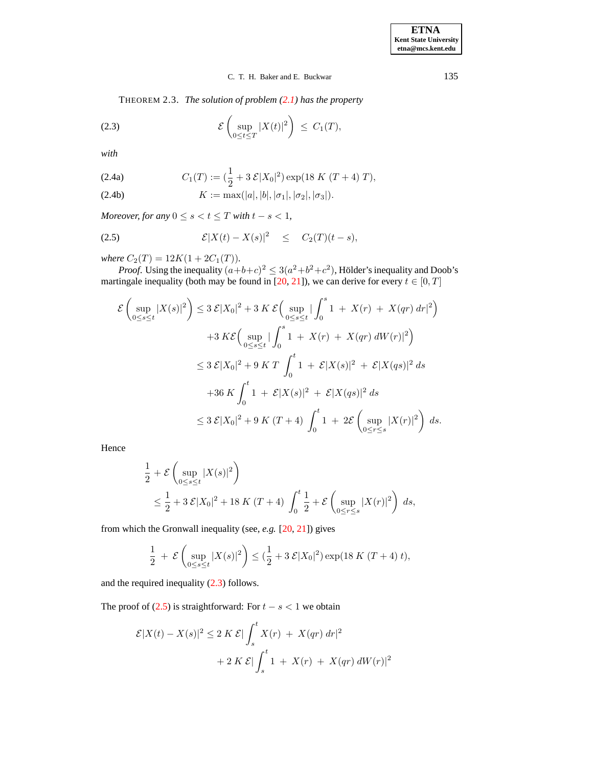THEOREM 2.3. *The solution of problem (2.1) has the property*

$$\mathcal{E}\left(\sup_{0\le t\le T}|X(t)|^2\right) \;\le\; C_1(T), \tag{2.3}$$

*with*

$$C_1(T) := (\frac{1}{2} + 3\,\mathcal{E}|X_0|^2)\exp(18\;K\;(T+4)\;T), \tag{2.4a}$$

$$K := \max(|a|,|b|,|\sigma_1|,|\sigma_2|,|\sigma_3|). \tag{2.4b}$$

*Moreover, for any* $0 \le s < t \le T$ *with* $t - s < 1$,

$$\mathcal{E}|X(t)-X(s)|^2 \quad \le \quad C_2(T)(t-s), \tag{2.5}$$

*where* $C_2(T) = 12K(1+2C_1(T))$.

*Proof.* Using the inequality $(a+b+c)^2 \le 3(a^2+b^2+c^2)$, Hölder's inequality and Doob's martingale inequality (both may be found in [20, 21]), we can derive for every $t \in [0,T]$

$$\begin{aligned}
\mathcal{E}\left(\sup_{0\le s\le t}|X(s)|^2\right) &\le 3\,\mathcal{E}|X_0|^2 + 3\;K\,\mathcal{E}\Big(\sup_{0\le s\le t}|\int_0^s 1 \;+\; X(r) \;+\; X(qr)\;dr|^2\Big)\\
&\quad +3\;K\mathcal{E}\Big(\sup_{0\le s\le t}|\int_0^s 1 \;+\; X(r) \;+\; X(qr)\;dW(r)|^2\Big)\\
&\le 3\,\mathcal{E}|X_0|^2 + 9\;K\;T\;\int_0^t 1 \;+\; \mathcal{E}|X(s)|^2 \;+\; \mathcal{E}|X(qs)|^2\;ds\\
&\quad +36\;K\int_0^t 1 \;+\; \mathcal{E}|X(s)|^2 \;+\; \mathcal{E}|X(qs)|^2\;ds\\
&\le 3\,\mathcal{E}|X_0|^2 + 9\;K\;(T+4)\;\int_0^t 1 \;+\; 2\mathcal{E}\left(\sup_{0\le r\le s}|X(r)|^2\right)\;ds.
\end{aligned}$$

Hence

$$\begin{aligned}
&\frac{1}{2} + \mathcal{E}\left(\sup_{0\le s\le t}|X(s)|^2\right)\\
&\quad\le \frac{1}{2} + 3\,\mathcal{E}|X_0|^2 + 18\;K\;(T+4)\;\int_0^t \frac{1}{2} + \mathcal{E}\left(\sup_{0\le r\le s}|X(r)|^2\right)\;ds,
\end{aligned}$$

from which the Gronwall inequality (see, *e.g.* [20, 21]) gives

$$\frac{1}{2} \;+\; \mathcal{E}\left(\sup_{0\le s\le t}|X(s)|^2\right) \le (\frac{1}{2} + 3\,\mathcal{E}|X_0|^2)\exp(18\;K\;(T+4)\;t),$$

and the required inequality (2.3) follows.

The proof of (2.5) is straightforward: For $t - s < 1$ we obtain

$$\begin{aligned}
\mathcal{E}|X(t)-X(s)|^2 &\le 2\;K\;\mathcal{E}|\int_s^t X(r) \;+\; X(qr)\;dr|^2\\
&\qquad + 2\;K\;\mathcal{E}|\int_s^t 1 \;+\; X(r) \;+\; X(qr)\;dW(r)|^2
\end{aligned}$$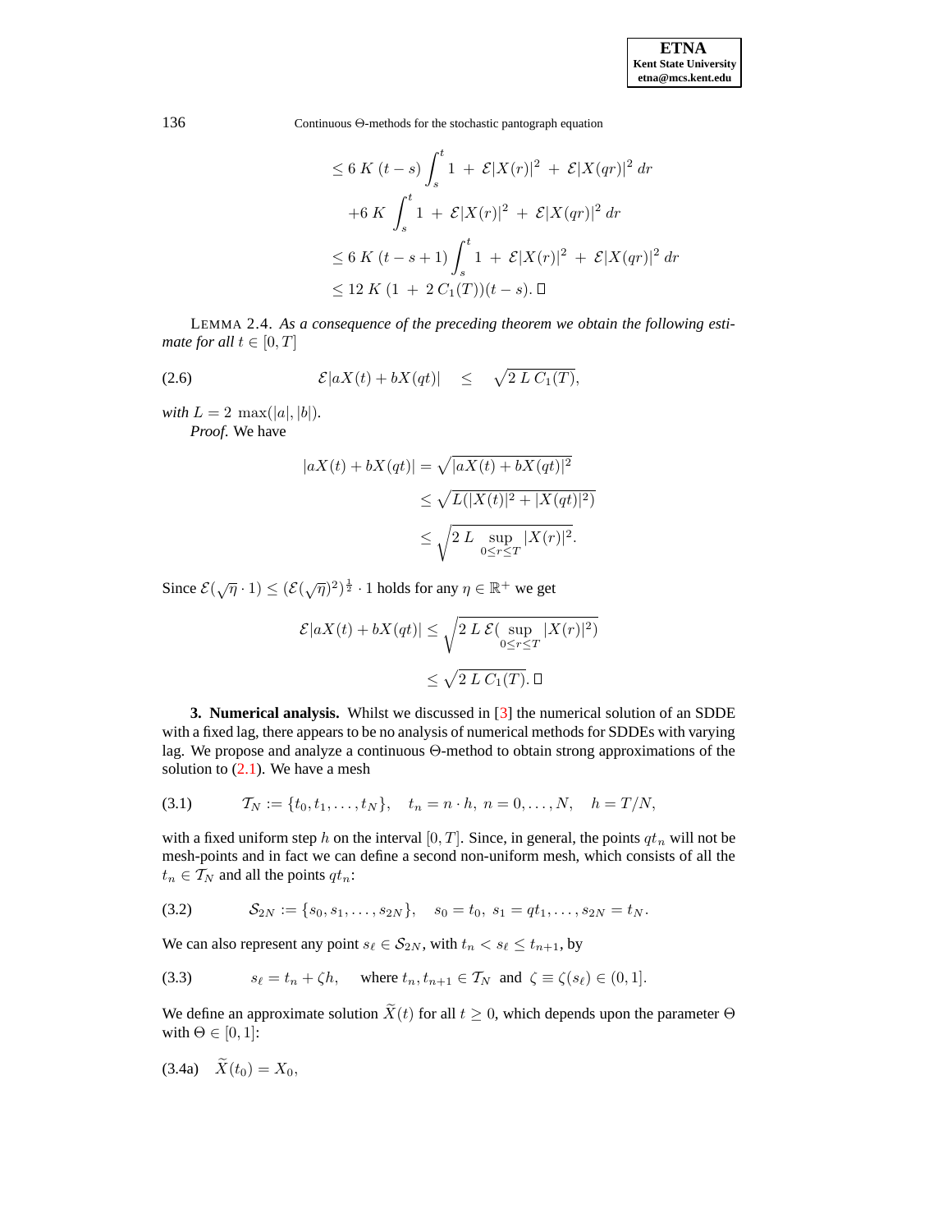$$
\begin{aligned}
&\leq 6\ K\ (t-s) \int_s^t 1\ +\ \mathcal{E}|X(r)|^2\ +\ \mathcal{E}|X(qr)|^2\ dr \\
&\quad +6\ K \int_s^t 1\ +\ \mathcal{E}|X(r)|^2\ +\ \mathcal{E}|X(qr)|^2\ dr \\
&\leq 6\ K\ (t-s+1) \int_s^t 1\ +\ \mathcal{E}|X(r)|^2\ +\ \mathcal{E}|X(qr)|^2\ dr \\
&\leq 12\ K\ (1\ +\ 2\ C_1(T))(t-s). \ \square
\end{aligned}
$$

LEMMA 2.4. *As a consequence of the preceding theorem we obtain the following estimate for all* $t \in [0,T]$

$$
\mathcal{E}|aX(t) + bX(qt)| \quad \leq \quad \sqrt{2\ L\ C_1(T)}, \tag{2.6}
$$

*with* $L = 2\ \max(|a|,|b|)$.

*Proof*. We have

$$
\begin{aligned}
|aX(t) + bX(qt)| &= \sqrt{|aX(t) + bX(qt)|^2} \\
&\leq \sqrt{L(|X(t)|^2 + |X(qt)|^2)} \\
&\leq \sqrt{2\ L \sup_{0 \leq r \leq T} |X(r)|^2}.
\end{aligned}
$$

Since $\mathcal{E}(\sqrt{\eta} \cdot 1) \leq (\mathcal{E}(\sqrt{\eta})^2)^{\frac{1}{2}} \cdot 1$ holds for any $\eta \in \mathbb{R}^+$ we get

$$
\begin{aligned}
\mathcal{E}|aX(t) + bX(qt)| &\leq \sqrt{2\ L\ \mathcal{E}(\sup_{0 \leq r \leq T} |X(r)|^2)} \\
&\leq \sqrt{2\ L\ C_1(T)}. \ \square
\end{aligned}
$$

**3. Numerical analysis.** Whilst we discussed in [3] the numerical solution of an SDDE with a fixed lag, there appears to be no analysis of numerical methods for SDDEs with varying lag. We propose and analyze a continuous Θ-method to obtain strong approximations of the solution to (2.1). We have a mesh

$$
\mathcal{T}_N := \{t_0, t_1, \ldots, t_N\}, \quad t_n = n \cdot h,\ n = 0, \ldots, N, \quad h = T/N, \tag{3.1}
$$

with a fixed uniform step $h$ on the interval $[0,T]$. Since, in general, the points $qt_n$ will not be mesh-points and in fact we can define a second non-uniform mesh, which consists of all the $t_n \in \mathcal{T}_N$ and all the points $qt_n$:

$$
\mathcal{S}_{2N} := \{s_0, s_1, \ldots, s_{2N}\}, \quad s_0 = t_0,\ s_1 = qt_1, \ldots, s_{2N} = t_N. \tag{3.2}
$$

We can also represent any point $s_\ell \in \mathcal{S}_{2N}$, with $t_n < s_\ell \leq t_{n+1}$, by

$$
s_\ell = t_n + \zeta h, \quad \text{where } t_n, t_{n+1} \in \mathcal{T}_N \text{ and } \zeta \equiv \zeta(s_\ell) \in (0,1]. \tag{3.3}
$$

We define an approximate solution $\widetilde{X}(t)$ for all $t \geq 0$, which depends upon the parameter Θ with $\Theta \in [0,1]$:

$$
\widetilde{X}(t_0) = X_0, \tag{3.4a}
$$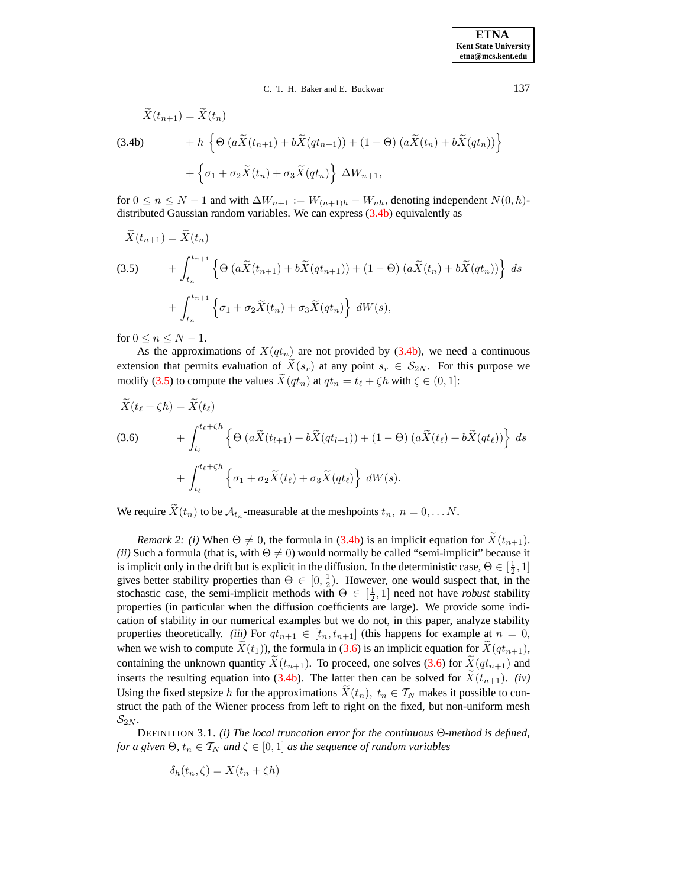$$
\begin{aligned}
\widetilde{X}(t_{n+1}) &= \widetilde{X}(t_n) \\
&\quad + h\left\{\Theta\left(a\widetilde{X}(t_{n+1}) + b\widetilde{X}(qt_{n+1})\right) + (1-\Theta)\left(a\widetilde{X}(t_n) + b\widetilde{X}(qt_n)\right)\right\} \\
&\quad + \left\{\sigma_1 + \sigma_2\widetilde{X}(t_n) + \sigma_3\widetilde{X}(qt_n)\right\}\ \Delta W_{n+1},
\end{aligned}
\tag{3.4b}
$$

for $0 \le n \le N-1$ and with $\Delta W_{n+1} := W_{(n+1)h} - W_{nh}$, denoting independent $N(0,h)$-distributed Gaussian random variables. We can express (3.4b) equivalently as

$$
\begin{aligned}
\widetilde{X}(t_{n+1}) &= \widetilde{X}(t_n) \\
&\quad + \int_{t_n}^{t_{n+1}}\left\{\Theta\left(a\widetilde{X}(t_{n+1}) + b\widetilde{X}(qt_{n+1})\right) + (1-\Theta)\left(a\widetilde{X}(t_n) + b\widetilde{X}(qt_n)\right)\right\}\ ds \\
&\quad + \int_{t_n}^{t_{n+1}}\left\{\sigma_1 + \sigma_2\widetilde{X}(t_n) + \sigma_3\widetilde{X}(qt_n)\right\}\ dW(s),
\end{aligned}
\tag{3.5}
$$

for $0 \le n \le N-1$.

As the approximations of $X(qt_n)$ are not provided by (3.4b), we need a continuous extension that permits evaluation of $\widetilde{X}(s_r)$ at any point $s_r \in \mathcal{S}_{2N}$. For this purpose we modify (3.5) to compute the values $\widetilde{X}(qt_n)$ at $qt_n = t_\ell + \zeta h$ with $\zeta \in (0,1]$:

$$
\begin{aligned}
\widetilde{X}(t_\ell + \zeta h) &= \widetilde{X}(t_\ell) \\
&\quad + \int_{t_\ell}^{t_\ell+\zeta h}\left\{\Theta\left(a\widetilde{X}(t_{l+1}) + b\widetilde{X}(qt_{l+1})\right) + (1-\Theta)\left(a\widetilde{X}(t_\ell) + b\widetilde{X}(qt_\ell)\right)\right\}\ ds \\
&\quad + \int_{t_\ell}^{t_\ell+\zeta h}\left\{\sigma_1 + \sigma_2\widetilde{X}(t_\ell) + \sigma_3\widetilde{X}(qt_\ell)\right\}\ dW(s).
\end{aligned}
\tag{3.6}
$$

We require $\widetilde{X}(t_n)$ to be $\mathcal{A}_{t_n}$-measurable at the meshpoints $t_n,\ n = 0, \ldots N$.

*Remark 2: (i)* When $\Theta \neq 0$, the formula in (3.4b) is an implicit equation for $\widetilde{X}(t_{n+1})$. *(ii)* Such a formula (that is, with $\Theta \neq 0$) would normally be called "semi-implicit" because it is implicit only in the drift but is explicit in the diffusion. In the deterministic case, $\Theta \in [\frac{1}{2}, 1]$ gives better stability properties than $\Theta \in [0, \frac{1}{2})$. However, one would suspect that, in the stochastic case, the semi-implicit methods with $\Theta \in [\frac{1}{2}, 1]$ need not have ***robust*** stability properties (in particular when the diffusion coefficients are large). We provide some indication of stability in our numerical examples but we do not, in this paper, analyze stability properties theoretically. *(iii)* For $qt_{n+1} \in [t_n, t_{n+1}]$ (this happens for example at $n = 0$, when we wish to compute $\widetilde{X}(t_1)$), the formula in (3.6) is an implicit equation for $\widetilde{X}(qt_{n+1})$, containing the unknown quantity $\widetilde{X}(t_{n+1})$. To proceed, one solves (3.6) for $\widetilde{X}(qt_{n+1})$ and inserts the resulting equation into (3.4b). The latter then can be solved for $\widetilde{X}(t_{n+1})$. *(iv)* Using the fixed stepsize $h$ for the approximations $\widetilde{X}(t_n),\ t_n \in \mathcal{T}_N$ makes it possible to construct the path of the Wiener process from left to right on the fixed, but non-uniform mesh $\mathcal{S}_{2N}$.

DEFINITION 3.1. *(i) The local truncation error for the continuous $\Theta$-method is defined, for a given $\Theta$, $t_n \in \mathcal{T}_N$ and $\zeta \in [0,1]$ as the sequence of random variables*

$$
\delta_h(t_n, \zeta) = X(t_n + \zeta h)
$$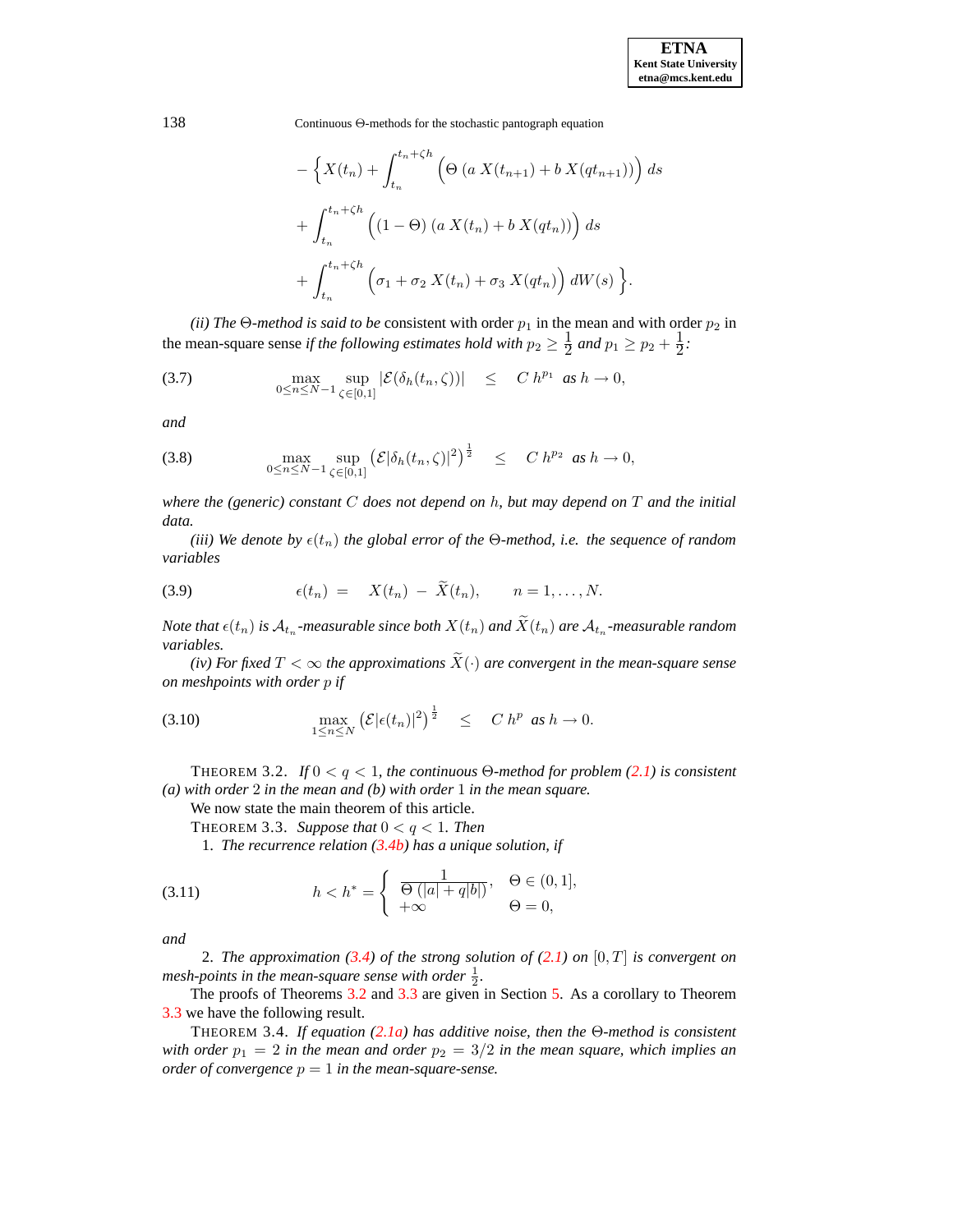$$
- \Big\{ X(t_n) + \int_{t_n}^{t_n+\zeta h} \Big( \Theta \; (a \; X(t_{n+1}) + b \; X(qt_{n+1})) \Big) \; ds
$$

$$
+ \int_{t_n}^{t_n+\zeta h} \Big( (1-\Theta) \; (a \; X(t_n) + b \; X(qt_n)) \Big) \; ds
$$

$$
+ \int_{t_n}^{t_n+\zeta h} \Big( \sigma_1 + \sigma_2 \; X(t_n) + \sigma_3 \; X(qt_n) \Big) \; dW(s) \Big\}.
$$

*(ii) The $\Theta$-method is said to be* consistent with order $p_1$ in the mean and with order $p_2$ in the mean-square sense *if the following estimates hold with $p_2 \geq \frac{1}{2}$ and $p_1 \geq p_2 + \frac{1}{2}$:*

$$
\max_{0 \leq n \leq N-1} \sup_{\zeta \in [0,1]} |\mathcal{E}(\delta_h(t_n, \zeta))| \quad \leq \quad C \; h^{p_1} \; \text{ as } h \to 0, \tag{3.7}
$$

*and*

$$
\max_{0 \leq n \leq N-1} \sup_{\zeta \in [0,1]} \left( \mathcal{E}|\delta_h(t_n, \zeta)|^2 \right)^{\frac{1}{2}} \quad \leq \quad C \; h^{p_2} \; \text{ as } h \to 0, \tag{3.8}
$$

*where the (generic) constant $C$ does not depend on $h$, but may depend on $T$ and the initial data.*

*(iii) We denote by $\epsilon(t_n)$ the global error of the $\Theta$-method, i.e. the sequence of random variables*

$$
\epsilon(t_n) \;=\; X(t_n) \;-\; \widetilde{X}(t_n), \qquad n = 1, \ldots, N. \tag{3.9}
$$

*Note that $\epsilon(t_n)$ is $\mathcal{A}_{t_n}$-measurable since both $X(t_n)$ and $\widetilde{X}(t_n)$ are $\mathcal{A}_{t_n}$-measurable random variables.*

*(iv) For fixed $T < \infty$ the approximations $\widetilde{X}(\cdot)$ are convergent in the mean-square sense on meshpoints with order $p$ if*

$$
\max_{1 \leq n \leq N} \left( \mathcal{E}|\epsilon(t_n)|^2 \right)^{\frac{1}{2}} \quad \leq \quad C \; h^{p} \; \text{ as } h \to 0. \tag{3.10}
$$

THEOREM 3.2. *If $0 < q < 1$, the continuous $\Theta$-method for problem (2.1) is consistent (a) with order 2 in the mean and (b) with order 1 in the mean square.*

We now state the main theorem of this article.

THEOREM 3.3. *Suppose that $0 < q < 1$. Then*

1. *The recurrence relation (3.4b) has a unique solution, if*

$$
h < h^* = \begin{cases} \dfrac{1}{\Theta \, (|a| + q|b|)}, & \Theta \in (0, 1], \\ +\infty & \Theta = 0, \end{cases} \tag{3.11}
$$

*and*

2. *The approximation (3.4) of the strong solution of (2.1) on $[0, T]$ is convergent on mesh-points in the mean-square sense with order $\frac{1}{2}$.*

The proofs of Theorems 3.2 and 3.3 are given in Section 5. As a corollary to Theorem 3.3 we have the following result.

THEOREM 3.4. *If equation (2.1a) has additive noise, then the $\Theta$-method is consistent with order $p_1 = 2$ in the mean and order $p_2 = 3/2$ in the mean square, which implies an order of convergence $p = 1$ in the mean-square-sense.*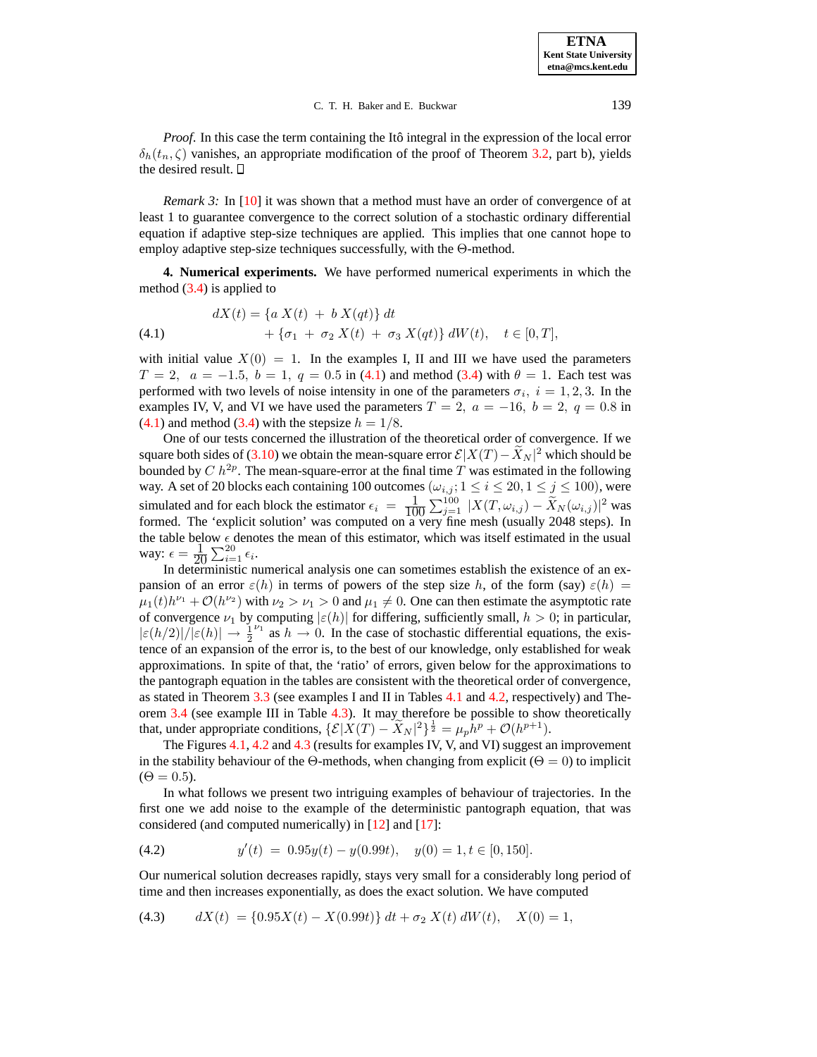*Proof.* In this case the term containing the Itô integral in the expression of the local error $\delta_h(t_n, \zeta)$ vanishes, an appropriate modification of the proof of Theorem 3.2, part b), yields the desired result. □

*Remark 3:* In [10] it was shown that a method must have an order of convergence of at least 1 to guarantee convergence to the correct solution of a stochastic ordinary differential equation if adaptive step-size techniques are applied. This implies that one cannot hope to employ adaptive step-size techniques successfully, with the Θ-method.

**4. Numerical experiments.** We have performed numerical experiments in which the method (3.4) is applied to

$$
\begin{aligned}
dX(t) &= \{a\, X(t) \;+\; b\, X(qt)\}\, dt \\
&\quad + \{\sigma_1 \;+\; \sigma_2\, X(t) \;+\; \sigma_3\, X(qt)\}\, dW(t), \quad t \in [0, T],
\end{aligned}
\tag{4.1}
$$

with initial value $X(0) = 1$. In the examples I, II and III we have used the parameters $T = 2,\;\; a = -1.5,\; b = 1,\; q = 0.5$ in (4.1) and method (3.4) with $\theta = 1$. Each test was performed with two levels of noise intensity in one of the parameters $\sigma_i,\; i = 1, 2, 3$. In the examples IV, V, and VI we have used the parameters $T = 2,\; a = -16,\; b = 2,\; q = 0.8$ in (4.1) and method (3.4) with the stepsize $h = 1/8$.

One of our tests concerned the illustration of the theoretical order of convergence. If we square both sides of (3.10) we obtain the mean-square error $\mathcal{E}|X(T) - \widetilde{X}_N|^2$ which should be bounded by $C\, h^{2p}$. The mean-square-error at the final time $T$ was estimated in the following way. A set of 20 blocks each containing 100 outcomes $(\omega_{i,j}; 1 \le i \le 20, 1 \le j \le 100)$, were simulated and for each block the estimator $\epsilon_i \;=\; \frac{1}{100} \sum_{j=1}^{100} \;|X(T, \omega_{i,j}) - \widetilde{X}_N(\omega_{i,j})|^2$ was formed. The 'explicit solution' was computed on a very fine mesh (usually 2048 steps). In the table below $\epsilon$ denotes the mean of this estimator, which was itself estimated in the usual way: $\epsilon = \frac{1}{20} \sum_{i=1}^{20} \epsilon_i$.

In deterministic numerical analysis one can sometimes establish the existence of an expansion of an error $\varepsilon(h)$ in terms of powers of the step size $h$, of the form (say) $\varepsilon(h) = \mu_1(t) h^{\nu_1} + \mathcal{O}(h^{\nu_2})$ with $\nu_2 > \nu_1 > 0$ and $\mu_1 \neq 0$. One can then estimate the asymptotic rate of convergence $\nu_1$ by computing $|\varepsilon(h)|$ for differing, sufficiently small, $h > 0$; in particular, $|\varepsilon(h/2)|/|\varepsilon(h)| \to \frac{1}{2}^{\nu_1}$ as $h \to 0$. In the case of stochastic differential equations, the existence of an expansion of the error is, to the best of our knowledge, only established for weak approximations. In spite of that, the 'ratio' of errors, given below for the approximations to the pantograph equation in the tables are consistent with the theoretical order of convergence, as stated in Theorem 3.3 (see examples I and II in Tables 4.1 and 4.2, respectively) and Theorem 3.4 (see example III in Table 4.3). It may therefore be possible to show theoretically that, under appropriate conditions, $\{\mathcal{E}|X(T) - \widetilde{X}_N|^2\}^{\frac{1}{2}} = \mu_p h^p + \mathcal{O}(h^{p+1})$.

The Figures 4.1, 4.2 and 4.3 (results for examples IV, V, and VI) suggest an improvement in the stability behaviour of the Θ-methods, when changing from explicit ($\Theta = 0$) to implicit ($\Theta = 0.5$).

In what follows we present two intriguing examples of behaviour of trajectories. In the first one we add noise to the example of the deterministic pantograph equation, that was considered (and computed numerically) in [12] and [17]:

$$
y'(t) \;=\; 0.95 y(t) - y(0.99t), \quad y(0) = 1, t \in [0, 150].
\tag{4.2}
$$

Our numerical solution decreases rapidly, stays very small for a considerably long period of time and then increases exponentially, as does the exact solution. We have computed

$$
dX(t) \;= \{0.95 X(t) - X(0.99t)\}\, dt + \sigma_2\, X(t)\, dW(t), \quad X(0) = 1,
\tag{4.3}
$$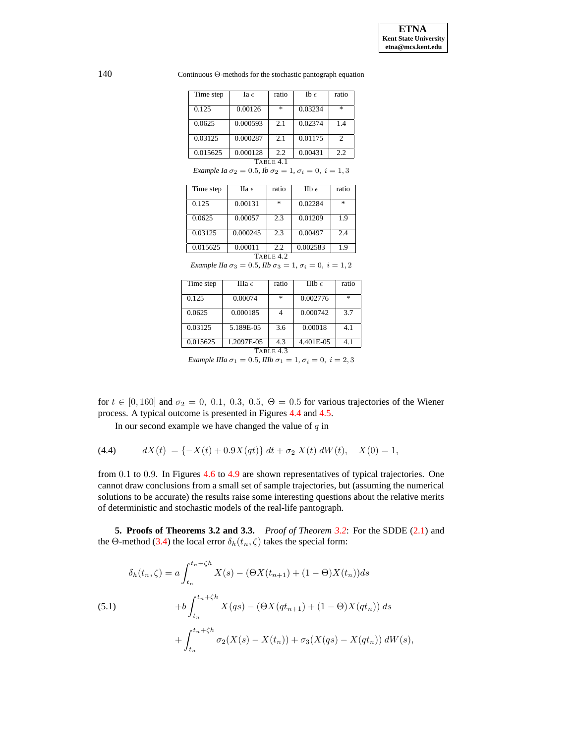| Time step | Ia $\epsilon$ | ratio | Ib $\epsilon$ | ratio |
|---|---|---|---|---|
| 0.125 | 0.00126 | * | 0.03234 | * |
| 0.0625 | 0.000593 | 2.1 | 0.02374 | 1.4 |
| 0.03125 | 0.000287 | 2.1 | 0.01175 | 2 |
| 0.015625 | 0.000128 | 2.2 | 0.00431 | 2.2 |

TABLE 4.1
*Example Ia* $\sigma_2 = 0.5$, *Ib* $\sigma_2 = 1$, $\sigma_i = 0,\ i = 1, 3$

| Time step | IIa $\epsilon$ | ratio | IIb $\epsilon$ | ratio |
|---|---|---|---|---|
| 0.125 | 0.00131 | * | 0.02284 | * |
| 0.0625 | 0.00057 | 2.3 | 0.01209 | 1.9 |
| 0.03125 | 0.000245 | 2.3 | 0.00497 | 2.4 |
| 0.015625 | 0.00011 | 2.2 | 0.002583 | 1.9 |

TABLE 4.2
*Example IIa* $\sigma_3 = 0.5$, *IIb* $\sigma_3 = 1$, $\sigma_i = 0,\ i = 1, 2$

| Time step | IIIa $\epsilon$ | ratio | IIIb $\epsilon$ | ratio |
|---|---|---|---|---|
| 0.125 | 0.00074 | * | 0.002776 | * |
| 0.0625 | 0.000185 | 4 | 0.000742 | 3.7 |
| 0.03125 | 5.189E-05 | 3.6 | 0.00018 | 4.1 |
| 0.015625 | 1.2097E-05 | 4.3 | 4.401E-05 | 4.1 |

TABLE 4.3
*Example IIIa* $\sigma_1 = 0.5$, *IIIb* $\sigma_1 = 1$, $\sigma_i = 0,\ i = 2, 3$

for $t \in [0, 160]$ and $\sigma_2 = 0,\ 0.1,\ 0.3,\ 0.5,\ \Theta = 0.5$ for various trajectories of the Wiener process. A typical outcome is presented in Figures 4.4 and 4.5.

In our second example we have changed the value of $q$ in

$$dX(t) = \{-X(t) + 0.9X(qt)\}\,dt + \sigma_2\,X(t)\,dW(t), \quad X(0) = 1, \tag{4.4}$$

from 0.1 to 0.9. In Figures 4.6 to 4.9 are shown representatives of typical trajectories. One cannot draw conclusions from a small set of sample trajectories, but (assuming the numerical solutions to be accurate) the results raise some interesting questions about the relative merits of deterministic and stochastic models of the real-life pantograph.

**5. Proofs of Theorems 3.2 and 3.3.** *Proof of Theorem 3.2*: For the SDDE (2.1) and the $\Theta$-method (3.4) the local error $\delta_h(t_n, \zeta)$ takes the special form:

$$\begin{aligned}
\delta_h(t_n, \zeta) = a \int_{t_n}^{t_n+\zeta h} & X(s) - (\Theta X(t_{n+1}) + (1-\Theta)X(t_n))ds \\
&+ b \int_{t_n}^{t_n+\zeta h} X(qs) - (\Theta X(qt_{n+1}) + (1-\Theta)X(qt_n))\,ds \\
&+ \int_{t_n}^{t_n+\zeta h} \sigma_2(X(s) - X(t_n)) + \sigma_3(X(qs) - X(qt_n))\,dW(s),
\end{aligned} \tag{5.1}$$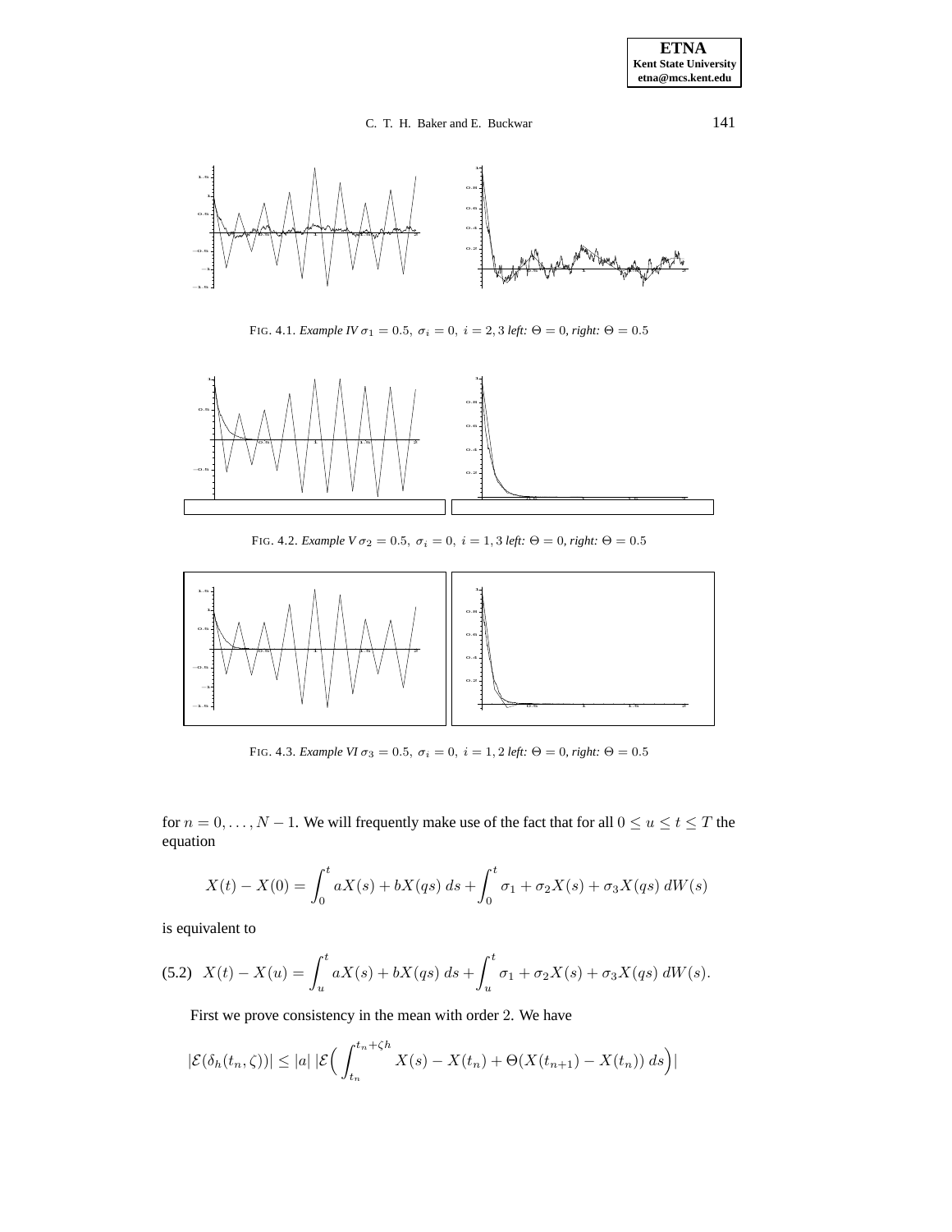FIG. 4.1. *Example IV* $\sigma_1 = 0.5,\ \sigma_i = 0,\ i = 2, 3$ *left:* $\Theta = 0$, *right:* $\Theta = 0.5$

FIG. 4.2. *Example V* $\sigma_2 = 0.5,\ \sigma_i = 0,\ i = 1, 3$ *left:* $\Theta = 0$, *right:* $\Theta = 0.5$

FIG. 4.3. *Example VI* $\sigma_3 = 0.5,\ \sigma_i = 0,\ i = 1, 2$ *left:* $\Theta = 0$, *right:* $\Theta = 0.5$

for $n = 0, \ldots, N-1$. We will frequently make use of the fact that for all $0 \le u \le t \le T$ the equation

$$X(t) - X(0) = \int_0^t aX(s) + bX(qs)\, ds + \int_0^t \sigma_1 + \sigma_2 X(s) + \sigma_3 X(qs)\, dW(s)$$

is equivalent to

$$X(t) - X(u) = \int_u^t aX(s) + bX(qs)\, ds + \int_u^t \sigma_1 + \sigma_2 X(s) + \sigma_3 X(qs)\, dW(s). \tag{5.2}$$

First we prove consistency in the mean with order 2. We have

$$|\mathcal{E}(\delta_h(t_n, \zeta))| \le |a|\, |\mathcal{E}\Big( \int_{t_n}^{t_n + \zeta h} X(s) - X(t_n) + \Theta(X(t_{n+1}) - X(t_n))\, ds \Big)|$$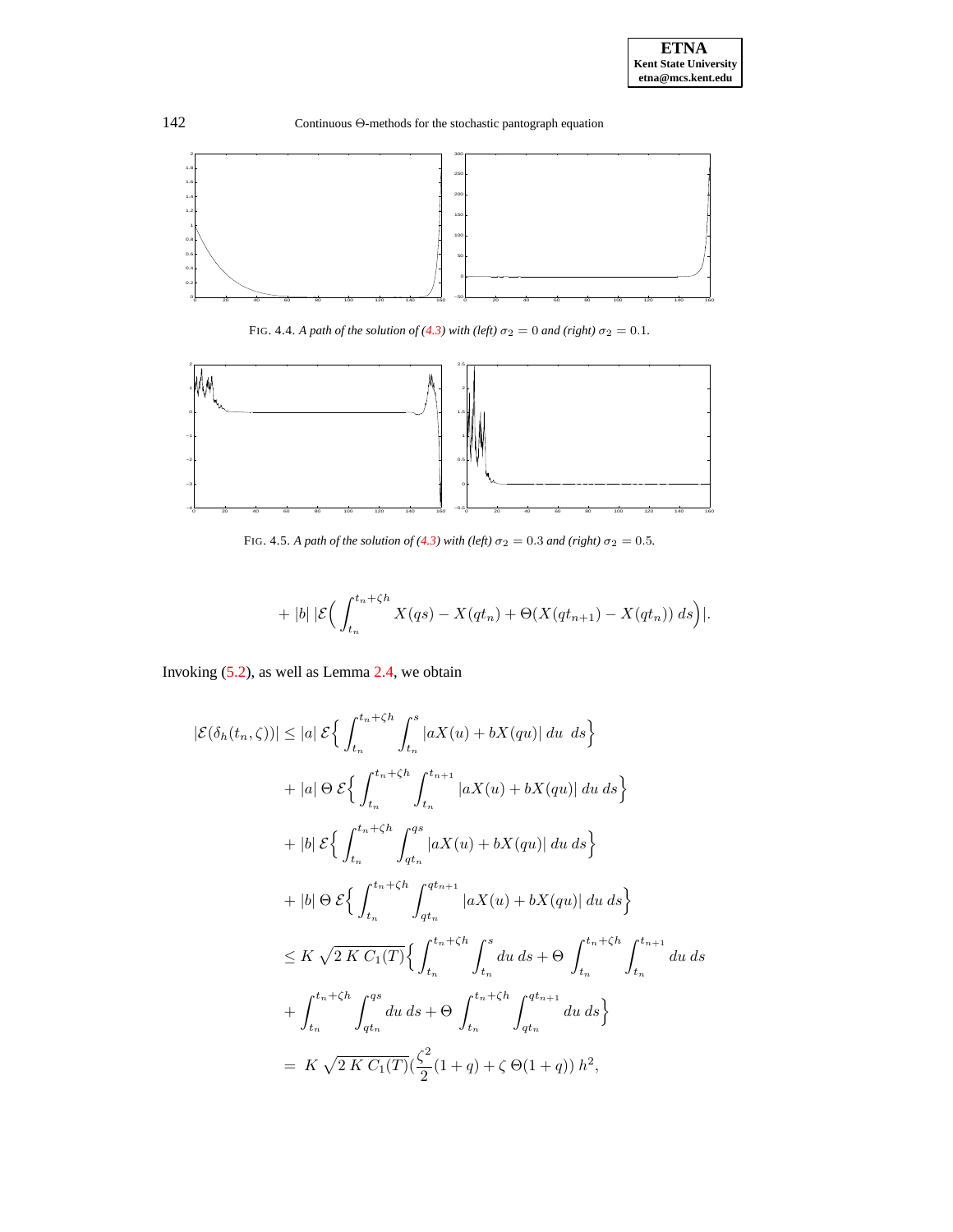FIG. 4.4. *A path of the solution of (4.3) with (left) $\sigma_2 = 0$ and (right) $\sigma_2 = 0.1$.*

FIG. 4.5. *A path of the solution of (4.3) with (left) $\sigma_2 = 0.3$ and (right) $\sigma_2 = 0.5$.*

$$+ \, |b| \, |\mathcal{E}\Big( \int_{t_n}^{t_n+\zeta h} X(qs) - X(qt_n) + \Theta(X(qt_{n+1}) - X(qt_n)) \, ds \Big)|.$$

Invoking (5.2), as well as Lemma 2.4, we obtain

$$
\begin{aligned}
|\mathcal{E}(\delta_h(t_n,\zeta))| &\leq |a| \, \mathcal{E}\Big\{ \int_{t_n}^{t_n+\zeta h} \int_{t_n}^{s} |aX(u) + bX(qu)| \, du \;\; ds \Big\} \\
&+ |a| \, \Theta \, \mathcal{E}\Big\{ \int_{t_n}^{t_n+\zeta h} \int_{t_n}^{t_{n+1}} |aX(u) + bX(qu)| \, du \, ds \Big\} \\
&+ |b| \, \mathcal{E}\Big\{ \int_{t_n}^{t_n+\zeta h} \int_{qt_n}^{qs} |aX(u) + bX(qu)| \, du \, ds \Big\} \\
&+ |b| \, \Theta \, \mathcal{E}\Big\{ \int_{t_n}^{t_n+\zeta h} \int_{qt_n}^{qt_{n+1}} |aX(u) + bX(qu)| \, du \, ds \Big\} \\
&\leq K \, \sqrt{2 \, K \, C_1(T)} \Big\{ \int_{t_n}^{t_n+\zeta h} \int_{t_n}^{s} du \, ds + \Theta \, \int_{t_n}^{t_n+\zeta h} \int_{t_n}^{t_{n+1}} du \, ds \\
&+ \int_{t_n}^{t_n+\zeta h} \int_{qt_n}^{qs} du \, ds + \Theta \, \int_{t_n}^{t_n+\zeta h} \int_{qt_n}^{qt_{n+1}} du \, ds \Big\} \\
&= \; K \, \sqrt{2 \, K \, C_1(T)} (\frac{\zeta^2}{2}(1+q) + \zeta \, \Theta(1+q)) \, h^2,
\end{aligned}
$$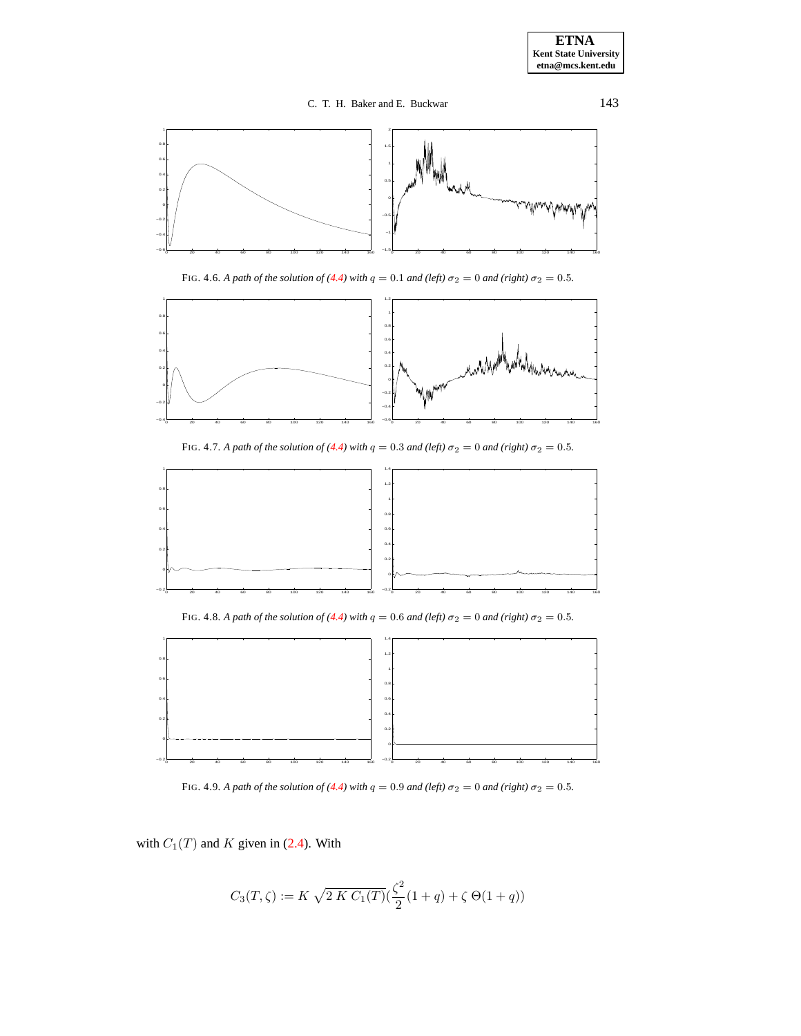FIG. 4.6. *A path of the solution of (4.4) with $q = 0.1$ and (left) $\sigma_2 = 0$ and (right) $\sigma_2 = 0.5$.*

FIG. 4.7. *A path of the solution of (4.4) with $q = 0.3$ and (left) $\sigma_2 = 0$ and (right) $\sigma_2 = 0.5$.*

FIG. 4.8. *A path of the solution of (4.4) with $q = 0.6$ and (left) $\sigma_2 = 0$ and (right) $\sigma_2 = 0.5$.*

FIG. 4.9. *A path of the solution of (4.4) with $q = 0.9$ and (left) $\sigma_2 = 0$ and (right) $\sigma_2 = 0.5$.*

with $C_1(T)$ and $K$ given in (2.4). With

$$C_3(T, \zeta) := K \sqrt{2 K C_1(T)} (\frac{\zeta^2}{2}(1 + q) + \zeta \, \Theta(1 + q))$$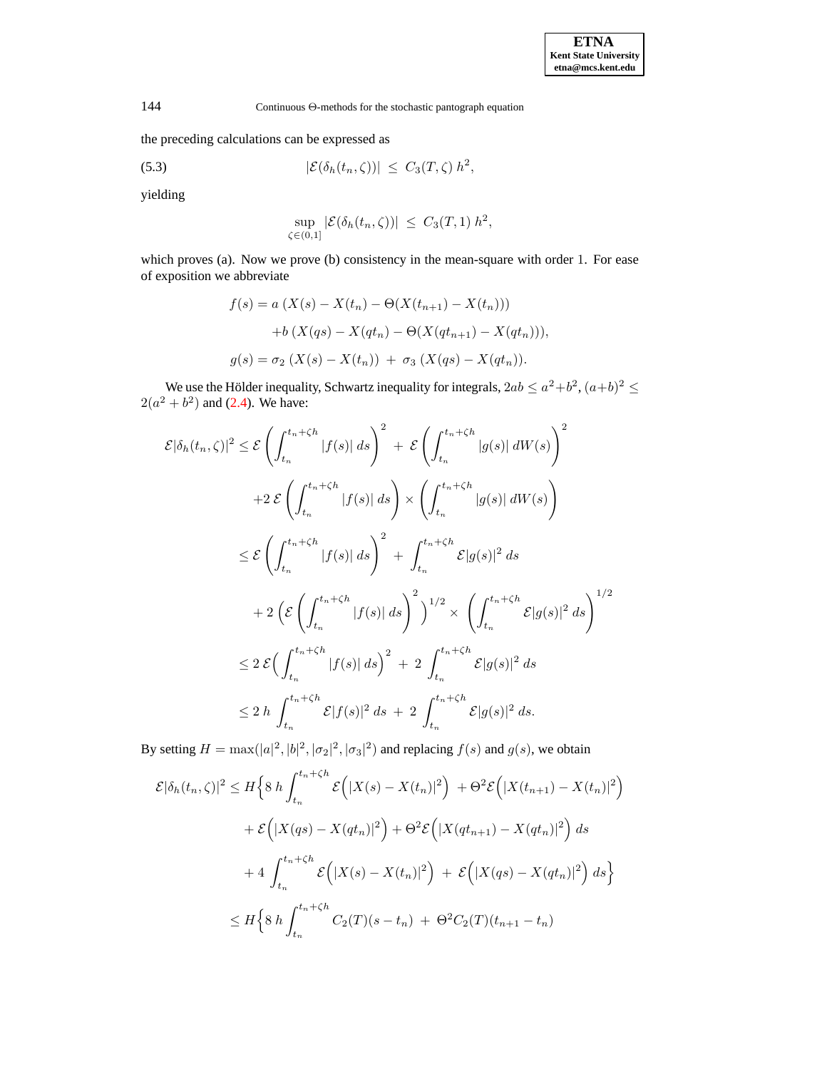the preceding calculations can be expressed as

$$|\mathcal{E}(\delta_h(t_n,\zeta))| \;\leq\; C_3(T,\zeta)\, h^2, \tag{5.3}$$

yielding

$$\sup_{\zeta\in(0,1]} |\mathcal{E}(\delta_h(t_n,\zeta))| \;\leq\; C_3(T,1)\, h^2,$$

which proves (a). Now we prove (b) consistency in the mean-square with order 1. For ease of exposition we abbreviate

$$\begin{aligned}
f(s) &= a\,(X(s) - X(t_n) - \Theta(X(t_{n+1}) - X(t_n))) \\
&\quad + b\,(X(qs) - X(qt_n) - \Theta(X(qt_{n+1}) - X(qt_n))), \\
g(s) &= \sigma_2\,(X(s) - X(t_n)) \;+\; \sigma_3\,(X(qs) - X(qt_n)).
\end{aligned}$$

We use the Hölder inequality, Schwartz inequality for integrals, $2ab \leq a^2+b^2$, $(a+b)^2 \leq 2(a^2+b^2)$ and (2.4). We have:

$$\begin{aligned}
\mathcal{E}|\delta_h(t_n,\zeta)|^2 &\leq \mathcal{E}\left(\int_{t_n}^{t_n+\zeta h} |f(s)|\, ds\right)^2 \;+\; \mathcal{E}\left(\int_{t_n}^{t_n+\zeta h} |g(s)|\, dW(s)\right)^2 \\
&\quad + 2\,\mathcal{E}\left(\int_{t_n}^{t_n+\zeta h} |f(s)|\, ds\right) \times \left(\int_{t_n}^{t_n+\zeta h} |g(s)|\, dW(s)\right) \\
&\leq \mathcal{E}\left(\int_{t_n}^{t_n+\zeta h} |f(s)|\, ds\right)^2 \;+\; \int_{t_n}^{t_n+\zeta h} \mathcal{E}|g(s)|^2\, ds \\
&\quad + 2\left(\mathcal{E}\left(\int_{t_n}^{t_n+\zeta h} |f(s)|\, ds\right)^2\right)^{1/2} \times \left(\int_{t_n}^{t_n+\zeta h} \mathcal{E}|g(s)|^2\, ds\right)^{1/2} \\
&\leq 2\,\mathcal{E}\Big(\int_{t_n}^{t_n+\zeta h} |f(s)|\, ds\Big)^2 \;+\; 2\int_{t_n}^{t_n+\zeta h} \mathcal{E}|g(s)|^2\, ds \\
&\leq 2\,h \int_{t_n}^{t_n+\zeta h} \mathcal{E}|f(s)|^2\, ds \;+\; 2\int_{t_n}^{t_n+\zeta h} \mathcal{E}|g(s)|^2\, ds.
\end{aligned}$$

By setting $H = \max(|a|^2, |b|^2, |\sigma_2|^2, |\sigma_3|^2)$ and replacing $f(s)$ and $g(s)$, we obtain

$$\begin{aligned}
\mathcal{E}|\delta_h(t_n,\zeta)|^2 &\leq H\Big\{8\,h \int_{t_n}^{t_n+\zeta h} \mathcal{E}\Big(|X(s) - X(t_n)|^2\Big) \;+ \Theta^2\mathcal{E}\Big(|X(t_{n+1}) - X(t_n)|^2\Big) \\
&\quad + \mathcal{E}\Big(|X(qs) - X(qt_n)|^2\Big) + \Theta^2\mathcal{E}\Big(|X(qt_{n+1}) - X(qt_n)|^2\Big)\, ds \\
&\quad + 4\int_{t_n}^{t_n+\zeta h} \mathcal{E}\Big(|X(s) - X(t_n)|^2\Big) \;+\; \mathcal{E}\Big(|X(qs) - X(qt_n)|^2\Big)\, ds\Big\} \\
&\leq H\Big\{8\,h \int_{t_n}^{t_n+\zeta h} C_2(T)(s - t_n) \;+\; \Theta^2 C_2(T)(t_{n+1} - t_n)
\end{aligned}$$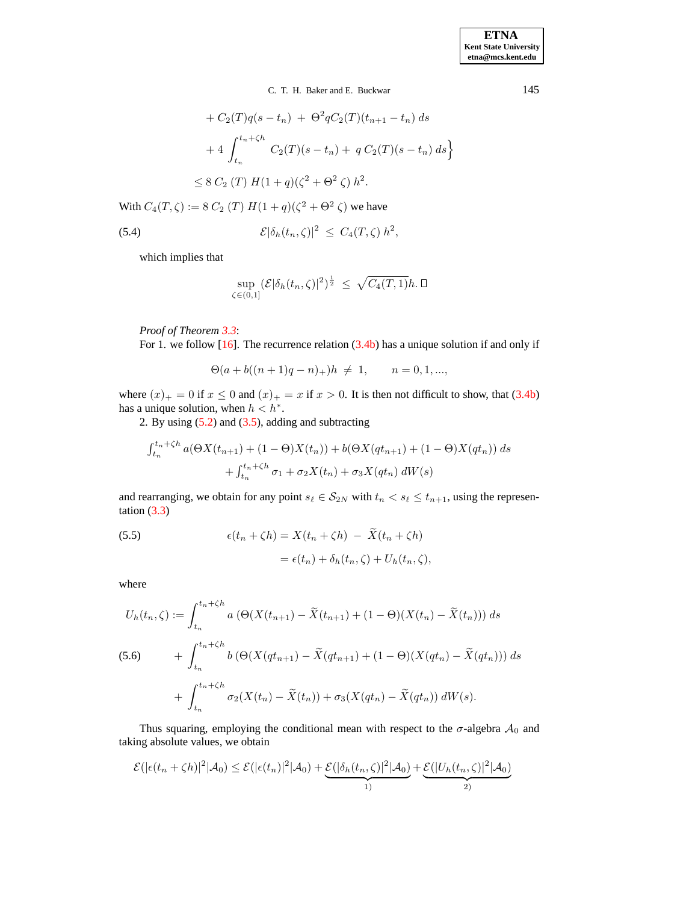$$
\begin{aligned}
&+ C_2(T) q(s-t_n) \;+\; \Theta^2 q C_2(T)(t_{n+1}-t_n)\; ds \\
&+ 4 \int_{t_n}^{t_n+\zeta h} C_2(T)(s-t_n) + \; q\, C_2(T)(s-t_n)\; ds \Big\} \\
&\leq 8\, C_2\,(T)\; H(1+q)(\zeta^2 + \Theta^2\, \zeta)\; h^2.
\end{aligned}
$$

With $C_4(T,\zeta) := 8\, C_2\,(T)\; H(1+q)(\zeta^2+\Theta^2\,\zeta)$ we have

$$
\mathcal{E}|\delta_h(t_n,\zeta)|^2 \;\leq\; C_4(T,\zeta)\; h^2, \tag{5.4}
$$

which implies that

$$
\sup_{\zeta\in(0,1]} (\mathcal{E}|\delta_h(t_n,\zeta)|^2)^{\frac{1}{2}} \;\leq\; \sqrt{C_4(T,1)} h. \;\Box
$$

*Proof of Theorem 3.3*:

For 1. we follow [16]. The recurrence relation (3.4b) has a unique solution if and only if

$$
\Theta(a + b((n+1)q - n)_+)h \;\neq\; 1, \qquad n = 0,1,...,
$$

where $(x)_+ = 0$ if $x \leq 0$ and $(x)_+ = x$ if $x > 0$. It is then not difficult to show, that (3.4b) has a unique solution, when $h < h^*$.

2. By using (5.2) and (3.5), adding and subtracting

$$
\begin{aligned}
&\textstyle\int_{t_n}^{t_n+\zeta h} a(\Theta X(t_{n+1}) + (1-\Theta)X(t_n)) + b(\Theta X(qt_{n+1}) + (1-\Theta)X(qt_n))\; ds \\
&\qquad + \textstyle\int_{t_n}^{t_n+\zeta h} \sigma_1 + \sigma_2 X(t_n) + \sigma_3 X(qt_n)\; dW(s)
\end{aligned}
$$

and rearranging, we obtain for any point $s_\ell \in \mathcal{S}_{2N}$ with $t_n < s_\ell \leq t_{n+1}$, using the representation (3.3)

$$
\begin{aligned}
\epsilon(t_n+\zeta h) &= X(t_n+\zeta h) \;-\; \widetilde{X}(t_n+\zeta h) \\
&= \epsilon(t_n) + \delta_h(t_n,\zeta) + U_h(t_n,\zeta),
\end{aligned} \tag{5.5}
$$

where

$$
\begin{aligned}
U_h(t_n,\zeta) := &\int_{t_n}^{t_n+\zeta h} a\;(\Theta(X(t_{n+1}) - \widetilde{X}(t_{n+1}) + (1-\Theta)(X(t_n) - \widetilde{X}(t_n)))\; ds \\
&+ \int_{t_n}^{t_n+\zeta h} b\;(\Theta(X(qt_{n+1}) - \widetilde{X}(qt_{n+1}) + (1-\Theta)(X(qt_n) - \widetilde{X}(qt_n)))\; ds \\
&+ \int_{t_n}^{t_n+\zeta h} \sigma_2(X(t_n) - \widetilde{X}(t_n)) + \sigma_3(X(qt_n) - \widetilde{X}(qt_n))\; dW(s).
\end{aligned} \tag{5.6}
$$

Thus squaring, employing the conditional mean with respect to the $\sigma$-algebra $\mathcal{A}_0$ and taking absolute values, we obtain

$$
\mathcal{E}(|\epsilon(t_n+\zeta h)|^2|\mathcal{A}_0) \leq \mathcal{E}(|\epsilon(t_n)|^2|\mathcal{A}_0) + \underbrace{\mathcal{E}(|\delta_h(t_n,\zeta)|^2|\mathcal{A}_0)}_{1)} + \underbrace{\mathcal{E}(|U_h(t_n,\zeta)|^2|\mathcal{A}_0)}_{2)}
$$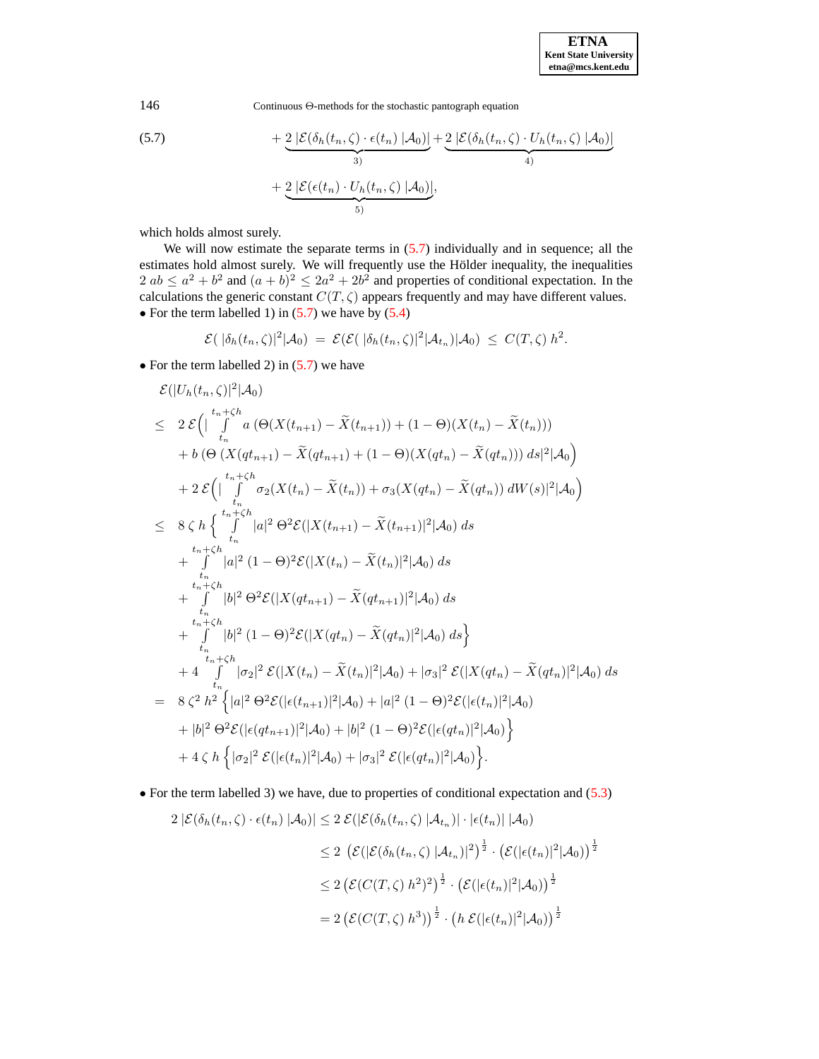$$
(5.7) \qquad + \underbrace{2\,|\mathcal{E}(\delta_h(t_n,\zeta)\cdot\epsilon(t_n)\,|\mathcal{A}_0)|}_{3)} + \underbrace{2\,|\mathcal{E}(\delta_h(t_n,\zeta)\cdot U_h(t_n,\zeta)\,|\mathcal{A}_0)|}_{4)}
$$

$$
+ \underbrace{2\,|\mathcal{E}(\epsilon(t_n)\cdot U_h(t_n,\zeta)\,|\mathcal{A}_0)|}_{5)},
$$

which holds almost surely.

We will now estimate the separate terms in (5.7) individually and in sequence; all the estimates hold almost surely. We will frequently use the Hölder inequality, the inequalities $2\,ab \le a^2 + b^2$ and $(a+b)^2 \le 2a^2 + 2b^2$ and properties of conditional expectation. In the calculations the generic constant $C(T,\zeta)$ appears frequently and may have different values.

- For the term labelled 1) in (5.7) we have by (5.4)

$$
\mathcal{E}(\,|\delta_h(t_n,\zeta)|^2|\mathcal{A}_0) \;=\; \mathcal{E}(\mathcal{E}(\,|\delta_h(t_n,\zeta)|^2|\mathcal{A}_{t_n})|\mathcal{A}_0) \;\le\; C(T,\zeta)\,h^2.
$$

- For the term labelled 2) in (5.7) we have

$$
\begin{aligned}
&\mathcal{E}(|U_h(t_n,\zeta)|^2|\mathcal{A}_0)\\
\le\;& 2\,\mathcal{E}\Big(|\int_{t_n}^{t_n+\zeta h} a\,(\Theta(X(t_{n+1})-\widetilde{X}(t_{n+1})) + (1-\Theta)(X(t_n)-\widetilde{X}(t_n)))\\
&+ b\,(\Theta\,(X(qt_{n+1})-\widetilde{X}(qt_{n+1}) + (1-\Theta)(X(qt_n)-\widetilde{X}(qt_n)))\,ds|^2|\mathcal{A}_0\Big)\\
&+ 2\,\mathcal{E}\Big(|\int_{t_n}^{t_n+\zeta h} \sigma_2(X(t_n)-\widetilde{X}(t_n)) + \sigma_3(X(qt_n)-\widetilde{X}(qt_n))\,dW(s)|^2|\mathcal{A}_0\Big)\\
\le\;& 8\,\zeta\,h\,\Big\{\int_{t_n}^{t_n+\zeta h} |a|^2\,\Theta^2\mathcal{E}(|X(t_{n+1})-\widetilde{X}(t_{n+1})|^2|\mathcal{A}_0)\,ds\\
&+ \int_{t_n}^{t_n+\zeta h} |a|^2\,(1-\Theta)^2\mathcal{E}(|X(t_n)-\widetilde{X}(t_n)|^2|\mathcal{A}_0)\,ds\\
&+ \int_{t_n}^{t_n+\zeta h} |b|^2\,\Theta^2\mathcal{E}(|X(qt_{n+1})-\widetilde{X}(qt_{n+1})|^2|\mathcal{A}_0)\,ds\\
&+ \int_{t_n}^{t_n+\zeta h} |b|^2\,(1-\Theta)^2\mathcal{E}(|X(qt_n)-\widetilde{X}(qt_n)|^2|\mathcal{A}_0)\,ds\Big\}\\
&+ 4\int_{t_n}^{t_n+\zeta h} |\sigma_2|^2\,\mathcal{E}(|X(t_n)-\widetilde{X}(t_n)|^2|\mathcal{A}_0) + |\sigma_3|^2\,\mathcal{E}(|X(qt_n)-\widetilde{X}(qt_n)|^2|\mathcal{A}_0)\,ds\\
=\;& 8\,\zeta^2\,h^2\,\Big\{|a|^2\,\Theta^2\mathcal{E}(|\epsilon(t_{n+1})|^2|\mathcal{A}_0) + |a|^2\,(1-\Theta)^2\mathcal{E}(|\epsilon(t_n)|^2|\mathcal{A}_0)\\
&+ |b|^2\,\Theta^2\mathcal{E}(|\epsilon(qt_{n+1})|^2|\mathcal{A}_0) + |b|^2\,(1-\Theta)^2\mathcal{E}(|\epsilon(qt_n)|^2|\mathcal{A}_0)\Big\}\\
&+ 4\,\zeta\,h\,\Big\{|\sigma_2|^2\,\mathcal{E}(|\epsilon(t_n)|^2|\mathcal{A}_0) + |\sigma_3|^2\,\mathcal{E}(|\epsilon(qt_n)|^2|\mathcal{A}_0)\Big\}.
\end{aligned}
$$

- For the term labelled 3) we have, due to properties of conditional expectation and (5.3)

$$
\begin{aligned}
2\,|\mathcal{E}(\delta_h(t_n,\zeta)\cdot\epsilon(t_n)\,|\mathcal{A}_0)| &\le 2\,\mathcal{E}(|\mathcal{E}(\delta_h(t_n,\zeta)\,|\mathcal{A}_{t_n})|\cdot|\epsilon(t_n)|\,|\mathcal{A}_0)\\
&\le 2\,\left(\mathcal{E}(|\mathcal{E}(\delta_h(t_n,\zeta)\,|\mathcal{A}_{t_n})|^2)\right)^{\frac{1}{2}}\cdot\left(\mathcal{E}(|\epsilon(t_n)|^2|\mathcal{A}_0)\right)^{\frac{1}{2}}\\
&\le 2\left(\mathcal{E}(C(T,\zeta)\,h^2)^2\right)^{\frac{1}{2}}\cdot\left(\mathcal{E}(|\epsilon(t_n)|^2|\mathcal{A}_0)\right)^{\frac{1}{2}}\\
&= 2\left(\mathcal{E}(C(T,\zeta)\,h^3)\right)^{\frac{1}{2}}\cdot\left(h\,\mathcal{E}(|\epsilon(t_n)|^2|\mathcal{A}_0)\right)^{\frac{1}{2}}
\end{aligned}
$$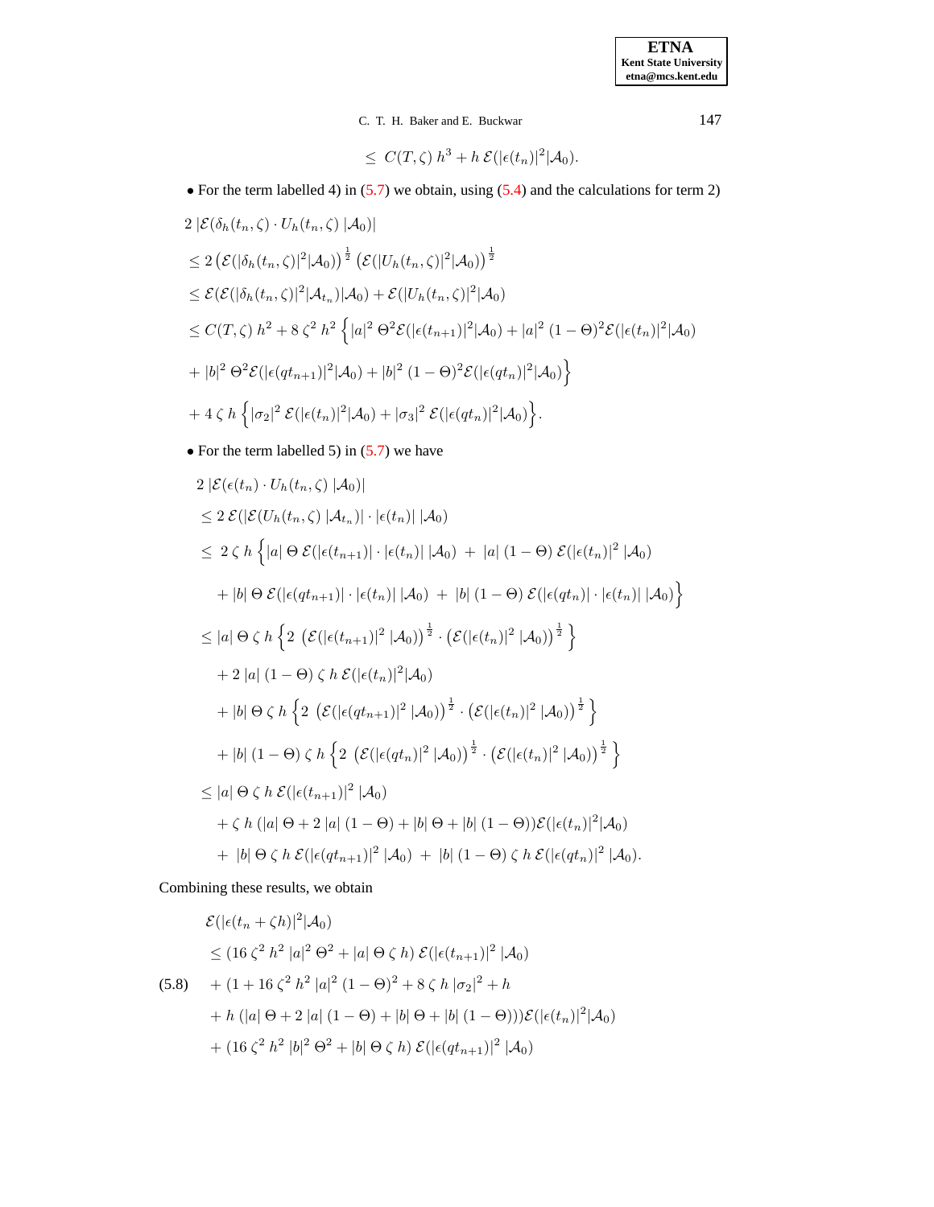$$\leq \ C(T,\zeta)\ h^3 + h\ \mathcal{E}(|\epsilon(t_n)|^2|\mathcal{A}_0).$$

• For the term labelled 4) in (5.7) we obtain, using (5.4) and the calculations for term 2)

$$
\begin{aligned}
&2\,|\mathcal{E}(\delta_h(t_n,\zeta)\cdot U_h(t_n,\zeta)\,|\mathcal{A}_0)|\\
&\leq 2\left(\mathcal{E}(|\delta_h(t_n,\zeta)|^2|\mathcal{A}_0)\right)^{\frac{1}{2}}\left(\mathcal{E}(|U_h(t_n,\zeta)|^2|\mathcal{A}_0)\right)^{\frac{1}{2}}\\
&\leq \mathcal{E}(\mathcal{E}(|\delta_h(t_n,\zeta)|^2|\mathcal{A}_{t_n})|\mathcal{A}_0) + \mathcal{E}(|U_h(t_n,\zeta)|^2|\mathcal{A}_0)\\
&\leq C(T,\zeta)\,h^2 + 8\,\zeta^2\,h^2\left\{|a|^2\,\Theta^2\mathcal{E}(|\epsilon(t_{n+1})|^2|\mathcal{A}_0) + |a|^2\,(1-\Theta)^2\mathcal{E}(|\epsilon(t_n)|^2|\mathcal{A}_0)\right.\\
&\left.+\,|b|^2\,\Theta^2\mathcal{E}(|\epsilon(qt_{n+1})|^2|\mathcal{A}_0) + |b|^2\,(1-\Theta)^2\mathcal{E}(|\epsilon(qt_n)|^2|\mathcal{A}_0)\right\}\\
&+\,4\,\zeta\,h\left\{|\sigma_2|^2\,\mathcal{E}(|\epsilon(t_n)|^2|\mathcal{A}_0) + |\sigma_3|^2\,\mathcal{E}(|\epsilon(qt_n)|^2|\mathcal{A}_0)\right\}.
\end{aligned}
$$

• For the term labelled 5) in (5.7) we have

$$
\begin{aligned}
&2\,|\mathcal{E}(\epsilon(t_n)\cdot U_h(t_n,\zeta)\,|\mathcal{A}_0)|\\
&\leq 2\,\mathcal{E}(|\mathcal{E}(U_h(t_n,\zeta)\,|\mathcal{A}_{t_n})|\cdot|\epsilon(t_n)|\,|\mathcal{A}_0)\\
&\leq\ 2\,\zeta\,h\left\{|a|\,\Theta\,\mathcal{E}(|\epsilon(t_{n+1})|\cdot|\epsilon(t_n)|\,|\mathcal{A}_0)\ +\ |a|\,(1-\Theta)\,\mathcal{E}(|\epsilon(t_n)|^2\,|\mathcal{A}_0)\right.\\
&\quad\left.+\,|b|\,\Theta\,\mathcal{E}(|\epsilon(qt_{n+1})|\cdot|\epsilon(t_n)|\,|\mathcal{A}_0)\ +\ |b|\,(1-\Theta)\,\mathcal{E}(|\epsilon(qt_n)|\cdot|\epsilon(t_n)|\,|\mathcal{A}_0)\right\}\\
&\leq |a|\,\Theta\,\zeta\,h\left\{2\,\left(\mathcal{E}(|\epsilon(t_{n+1})|^2\,|\mathcal{A}_0)\right)^{\frac{1}{2}}\cdot\left(\mathcal{E}(|\epsilon(t_n)|^2\,|\mathcal{A}_0)\right)^{\frac{1}{2}}\right\}\\
&\quad+\,2\,|a|\,(1-\Theta)\,\zeta\,h\,\mathcal{E}(|\epsilon(t_n)|^2|\mathcal{A}_0)\\
&\quad+\,|b|\,\Theta\,\zeta\,h\left\{2\,\left(\mathcal{E}(|\epsilon(qt_{n+1})|^2\,|\mathcal{A}_0)\right)^{\frac{1}{2}}\cdot\left(\mathcal{E}(|\epsilon(t_n)|^2\,|\mathcal{A}_0)\right)^{\frac{1}{2}}\right\}\\
&\quad+\,|b|\,(1-\Theta)\,\zeta\,h\left\{2\,\left(\mathcal{E}(|\epsilon(qt_n)|^2\,|\mathcal{A}_0)\right)^{\frac{1}{2}}\cdot\left(\mathcal{E}(|\epsilon(t_n)|^2\,|\mathcal{A}_0)\right)^{\frac{1}{2}}\right\}\\
&\leq |a|\,\Theta\,\zeta\,h\,\mathcal{E}(|\epsilon(t_{n+1})|^2\,|\mathcal{A}_0)\\
&\quad+\,\zeta\,h\,(|a|\,\Theta + 2\,|a|\,(1-\Theta) + |b|\,\Theta + |b|\,(1-\Theta))\mathcal{E}(|\epsilon(t_n)|^2|\mathcal{A}_0)\\
&\quad+\ |b|\,\Theta\,\zeta\,h\,\mathcal{E}(|\epsilon(qt_{n+1})|^2\,|\mathcal{A}_0)\ +\ |b|\,(1-\Theta)\,\zeta\,h\,\mathcal{E}(|\epsilon(qt_n)|^2\,|\mathcal{A}_0).
\end{aligned}
$$

Combining these results, we obtain

$$
\begin{aligned}
&\mathcal{E}(|\epsilon(t_n+\zeta h)|^2|\mathcal{A}_0)\\
&\leq (16\,\zeta^2\,h^2\,|a|^2\,\Theta^2 + |a|\,\Theta\,\zeta\,h)\,\mathcal{E}(|\epsilon(t_{n+1})|^2\,|\mathcal{A}_0)\\
&+\,(1 + 16\,\zeta^2\,h^2\,|a|^2\,(1-\Theta)^2 + 8\,\zeta\,h\,|\sigma_2|^2 + h\\
&+\,h\,(|a|\,\Theta + 2\,|a|\,(1-\Theta) + |b|\,\Theta + |b|\,(1-\Theta)))\mathcal{E}(|\epsilon(t_n)|^2|\mathcal{A}_0)\\
&+\,(16\,\zeta^2\,h^2\,|b|^2\,\Theta^2 + |b|\,\Theta\,\zeta\,h)\,\mathcal{E}(|\epsilon(qt_{n+1})|^2\,|\mathcal{A}_0)
\end{aligned}
\tag{5.8}
$$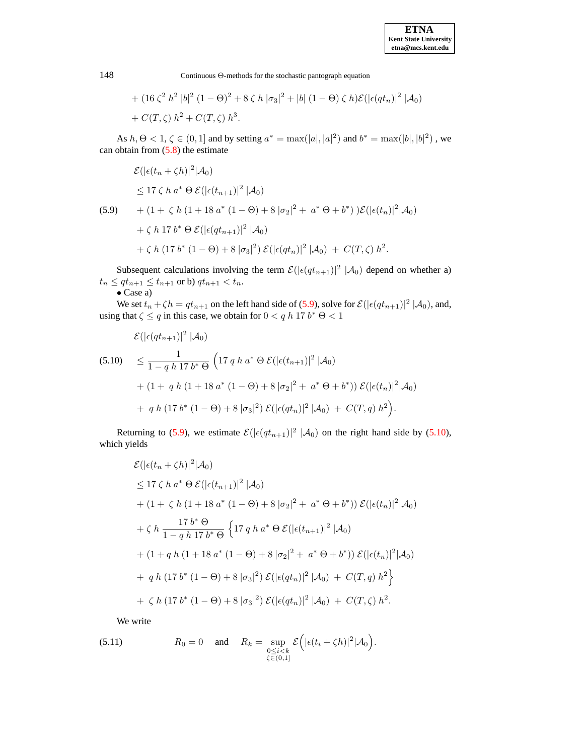$$
\begin{aligned}
&+ (16\,\zeta^2\,h^2\,|b|^2\,(1-\Theta)^2 + 8\,\zeta\,h\,|\sigma_3|^2 + |b|\,(1-\Theta)\,\zeta\,h)\mathcal{E}(|\epsilon(qt_n)|^2\,|\mathcal{A}_0)\\
&+ C(T,\zeta)\,h^2 + C(T,\zeta)\,h^3.
\end{aligned}
$$

As $h, \Theta < 1$, $\zeta \in (0,1]$ and by setting $a^* = \max(|a|, |a|^2)$ and $b^* = \max(|b|, |b|^2)$ , we can obtain from (5.8) the estimate

$$
\begin{aligned}
&\mathcal{E}(|\epsilon(t_n+\zeta h)|^2|\mathcal{A}_0)\\
&\le 17\,\zeta\,h\,a^*\,\Theta\,\mathcal{E}(|\epsilon(t_{n+1})|^2\,|\mathcal{A}_0)\\
&+ (1+\,\zeta\,h\,(1+18\,a^*\,(1-\Theta)+8\,|\sigma_2|^2+\,a^*\,\Theta+b^*)\,)\mathcal{E}(|\epsilon(t_n)|^2|\mathcal{A}_0)\\
&+ \zeta\,h\,17\,b^*\,\Theta\,\mathcal{E}(|\epsilon(qt_{n+1})|^2\,|\mathcal{A}_0)\\
&+ \zeta\,h\,(17\,b^*\,(1-\Theta)+8\,|\sigma_3|^2)\,\mathcal{E}(|\epsilon(qt_n)|^2\,|\mathcal{A}_0)\;+\;C(T,\zeta)\,h^2.
\end{aligned}
\tag{5.9}
$$

Subsequent calculations involving the term $\mathcal{E}(|\epsilon(qt_{n+1})|^2\,|\mathcal{A}_0)$ depend on whether a) $t_n \le qt_{n+1} \le t_{n+1}$ or b) $qt_{n+1} < t_n$.

• Case a)

We set $t_n + \zeta h = qt_{n+1}$ on the left hand side of (5.9), solve for $\mathcal{E}(|\epsilon(qt_{n+1})|^2\,|\mathcal{A}_0)$, and, using that $\zeta \le q$ in this case, we obtain for $0 < q\,h\,17\,b^*\,\Theta < 1$

$$
\begin{aligned}
&\mathcal{E}(|\epsilon(qt_{n+1})|^2\,|\mathcal{A}_0)\\
&\le \frac{1}{1-q\,h\,17\,b^*\,\Theta}\Big(17\,q\,h\,a^*\,\Theta\,\mathcal{E}(|\epsilon(t_{n+1})|^2\,|\mathcal{A}_0)\\
&\quad + (1+\,q\,h\,(1+18\,a^*\,(1-\Theta)+8\,|\sigma_2|^2+\,a^*\,\Theta+b^*))\,\mathcal{E}(|\epsilon(t_n)|^2|\mathcal{A}_0)\\
&\quad +\,q\,h\,(17\,b^*\,(1-\Theta)+8\,|\sigma_3|^2)\,\mathcal{E}(|\epsilon(qt_n)|^2\,|\mathcal{A}_0)\;+\;C(T,q)\,h^2\Big).
\end{aligned}
\tag{5.10}
$$

Returning to (5.9), we estimate $\mathcal{E}(|\epsilon(qt_{n+1})|^2\,|\mathcal{A}_0)$ on the right hand side by (5.10), which yields

$$
\begin{aligned}
&\mathcal{E}(|\epsilon(t_n+\zeta h)|^2|\mathcal{A}_0)\\
&\le 17\,\zeta\,h\,a^*\,\Theta\,\mathcal{E}(|\epsilon(t_{n+1})|^2\,|\mathcal{A}_0)\\
&+ (1+\,\zeta\,h\,(1+18\,a^*\,(1-\Theta)+8\,|\sigma_2|^2+\,a^*\,\Theta+b^*))\,\mathcal{E}(|\epsilon(t_n)|^2|\mathcal{A}_0)\\
&+ \zeta\,h\,\frac{17\,b^*\,\Theta}{1-q\,h\,17\,b^*\,\Theta}\Big\{17\,q\,h\,a^*\,\Theta\,\mathcal{E}(|\epsilon(t_{n+1})|^2\,|\mathcal{A}_0)\\
&+ (1+q\,h\,(1+18\,a^*\,(1-\Theta)+8\,|\sigma_2|^2+\,a^*\,\Theta+b^*))\,\mathcal{E}(|\epsilon(t_n)|^2|\mathcal{A}_0)\\
&+\,q\,h\,(17\,b^*\,(1-\Theta)+8\,|\sigma_3|^2)\,\mathcal{E}(|\epsilon(qt_n)|^2\,|\mathcal{A}_0)\;+\;C(T,q)\,h^2\Big\}\\
&+\,\zeta\,h\,(17\,b^*\,(1-\Theta)+8\,|\sigma_3|^2)\,\mathcal{E}(|\epsilon(qt_n)|^2\,|\mathcal{A}_0)\;+\;C(T,\zeta)\,h^2.
\end{aligned}
$$

We write

$$
R_0 = 0 \quad \text{and} \quad R_k = \sup_{\substack{0\le i<k\\ \zeta\in(0,1]}} \mathcal{E}\Big(|\epsilon(t_i+\zeta h)|^2|\mathcal{A}_0\Big).
\tag{5.11}
$$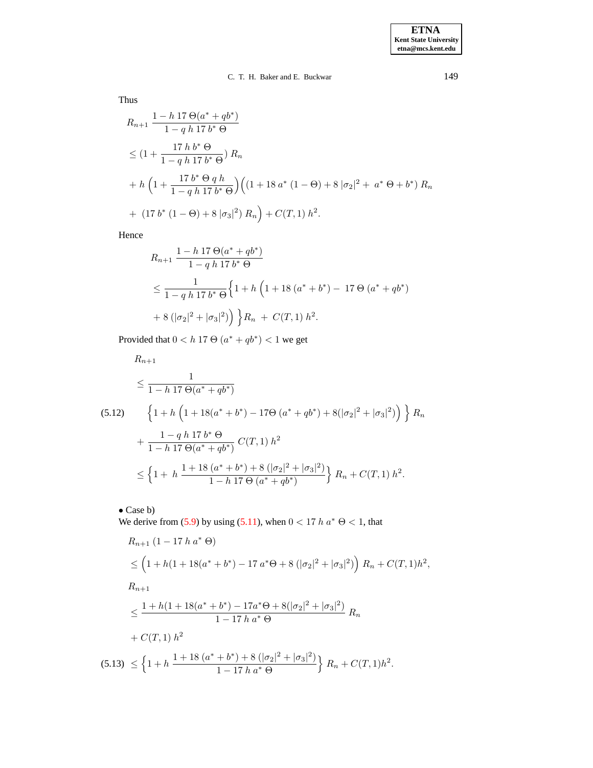Thus

$$
\begin{aligned}
&R_{n+1}\ \frac{1 - h\ 17\ \Theta(a^* + qb^*)}{1 - q\ h\ 17\ b^*\ \Theta} \\
&\leq (1 + \frac{17\ h\ b^*\ \Theta}{1 - q\ h\ 17\ b^*\ \Theta})\ R_n \\
&+ h\ \Big(1 + \frac{17\ b^*\ \Theta\ q\ h}{1 - q\ h\ 17\ b^*\ \Theta}\Big)\Big((1 + 18\ a^*\ (1-\Theta) + 8\ |\sigma_2|^2 +\ a^*\ \Theta + b^*)\ R_n \\
&+\ (17\ b^*\ (1-\Theta) + 8\ |\sigma_3|^2)\ R_n\Big) + C(T,1)\ h^2.
\end{aligned}
$$

Hence

$$
\begin{aligned}
&R_{n+1}\ \frac{1 - h\ 17\ \Theta(a^* + qb^*)}{1 - q\ h\ 17\ b^*\ \Theta} \\
&\leq \frac{1}{1 - q\ h\ 17\ b^*\ \Theta}\Big\{1 + h\ \Big(1 + 18\ (a^* + b^*) -\ 17\ \Theta\ (a^* + qb^*) \\
&+ 8\ (|\sigma_2|^2 + |\sigma_3|^2)\Big)\ \Big\}R_n\ +\ C(T,1)\ h^2.
\end{aligned}
$$

Provided that $0 < h\ 17\ \Theta\ (a^* + qb^*) < 1$ we get

$$
\begin{aligned}
&R_{n+1} \\
&\leq \frac{1}{1 - h\ 17\ \Theta(a^* + qb^*)} \\
&\quad \Big\{1 + h\ \Big(1 + 18(a^* + b^*) - 17\Theta\ (a^* + qb^*) + 8(|\sigma_2|^2 + |\sigma_3|^2)\Big)\ \Big\}\ R_n \\
&+ \frac{1 - q\ h\ 17\ b^*\ \Theta}{1 - h\ 17\ \Theta(a^* + qb^*)}\ C(T,1)\ h^2 \\
&\leq \Big\{1 +\ h\ \frac{1 + 18\ (a^* + b^*) + 8\ (|\sigma_2|^2 + |\sigma_3|^2)}{1 - h\ 17\ \Theta\ (a^* + qb^*)}\Big\}\ R_n + C(T,1)\ h^2.
\end{aligned}
\tag{5.12}
$$

• Case b)

We derive from (5.9) by using (5.11), when $0 < 17\ h\ a^*\ \Theta < 1$, that

$$
\begin{aligned}
&R_{n+1}\ (1 - 17\ h\ a^*\ \Theta) \\
&\leq \Big(1 + h(1 + 18(a^* + b^*) - 17\ a^*\Theta + 8\ (|\sigma_2|^2 + |\sigma_3|^2)\Big)\ R_n + C(T,1)h^2, \\
&R_{n+1} \\
&\leq \frac{1 + h(1 + 18(a^* + b^*) - 17a^*\Theta + 8(|\sigma_2|^2 + |\sigma_3|^2)}{1 - 17\ h\ a^*\ \Theta}\ R_n \\
&+ C(T,1)\ h^2
\end{aligned}
$$

$$
\leq \Big\{1 + h\ \frac{1 + 18\ (a^* + b^*) + 8\ (|\sigma_2|^2 + |\sigma_3|^2)}{1 - 17\ h\ a^*\ \Theta}\Big\}\ R_n + C(T,1)h^2.
\tag{5.13}
$$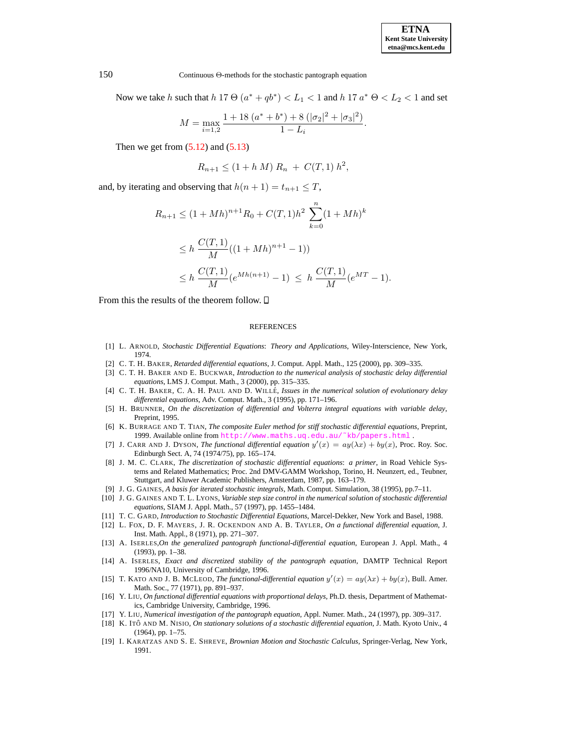Now we take $h$ such that $h\ 17\ \Theta\ (a^* + qb^*) < L_1 < 1$ and $h\ 17\ a^*\ \Theta < L_2 < 1$ and set

$$M = \max_{i=1,2} \frac{1 + 18\ (a^* + b^*) + 8\ (|\sigma_2|^2 + |\sigma_3|^2)}{1 - L_i}.$$

Then we get from (5.12) and (5.13)

$$R_{n+1} \leq (1 + h\ M)\ R_n\ +\ C(T,1)\ h^2,$$

and, by iterating and observing that $h(n+1) = t_{n+1} \leq T$,

$$\begin{aligned}
R_{n+1} &\leq (1+Mh)^{n+1} R_0 + C(T,1) h^2 \sum_{k=0}^{n} (1+Mh)^k \\
&\leq h\ \frac{C(T,1)}{M} ((1+Mh)^{n+1} - 1)) \\
&\leq h\ \frac{C(T,1)}{M} (e^{Mh(n+1)} - 1)\ \leq\ h\ \frac{C(T,1)}{M} (e^{MT} - 1).
\end{aligned}$$

From this the results of the theorem follow. □

## REFERENCES

[1] L. Arnold, *Stochastic Differential Equations: Theory and Applications*, Wiley-Interscience, New York, 1974.

[2] C. T. H. Baker, *Retarded differential equations*, J. Comput. Appl. Math., 125 (2000), pp. 309–335.

[3] C. T. H. Baker and E. Buckwar, *Introduction to the numerical analysis of stochastic delay differential equations*, LMS J. Comput. Math., 3 (2000), pp. 315–335.

[4] C. T. H. Baker, C. A. H. Paul and D. Willé, *Issues in the numerical solution of evolutionary delay differential equations*, Adv. Comput. Math., 3 (1995), pp. 171–196.

[5] H. Brunner, *On the discretization of differential and Volterra integral equations with variable delay*, Preprint, 1995.

[6] K. Burrage and T. Tian, *The composite Euler method for stiff stochastic differential equations*, Preprint, 1999. Available online from http://www.maths.uq.edu.au/~kb/papers.html .

[7] J. Carr and J. Dyson, *The functional differential equation $y'(x) = ay(\lambda x) + by(x)$*, Proc. Roy. Soc. Edinburgh Sect. A, 74 (1974/75), pp. 165–174.

[8] J. M. C. Clark, *The discretization of stochastic differential equations: a primer*, in Road Vehicle Systems and Related Mathematics; Proc. 2nd DMV-GAMM Workshop, Torino, H. Neunzert, ed., Teubner, Stuttgart, and Kluwer Academic Publishers, Amsterdam, 1987, pp. 163–179.

[9] J. G. Gaines, *A basis for iterated stochastic integrals*, Math. Comput. Simulation, 38 (1995), pp.7–11.

[10] J. G. Gaines and T. L. Lyons, *Variable step size control in the numerical solution of stochastic differential equations*, SIAM J. Appl. Math., 57 (1997), pp. 1455–1484.

[11] T. C. Gard, *Introduction to Stochastic Differential Equations*, Marcel-Dekker, New York and Basel, 1988.

[12] L. Fox, D. F. Mayers, J. R. Ockendon and A. B. Tayler, *On a functional differential equation*, J. Inst. Math. Appl., 8 (1971), pp. 271–307.

[13] A. Iserles, *On the generalized pantograph functional-differential equation*, European J. Appl. Math., 4 (1993), pp. 1–38.

[14] A. Iserles, *Exact and discretized stability of the pantograph equation*, DAMTP Technical Report 1996/NA10, University of Cambridge, 1996.

[15] T. Kato and J. B. McLeod, *The functional-differential equation $y'(x) = ay(\lambda x) + by(x)$*, Bull. Amer. Math. Soc., 77 (1971), pp. 891–937.

[16] Y. Liu, *On functional differential equations with proportional delays*, Ph.D. thesis, Department of Mathematics, Cambridge University, Cambridge, 1996.

[17] Y. Liu, *Numerical investigation of the pantograph equation*, Appl. Numer. Math., 24 (1997), pp. 309–317.

[18] K. Itô and M. Nisio, *On stationary solutions of a stochastic differential equation*, J. Math. Kyoto Univ., 4 (1964), pp. 1–75.

[19] I. Karatzas and S. E. Shreve, *Brownian Motion and Stochastic Calculus*, Springer-Verlag, New York, 1991.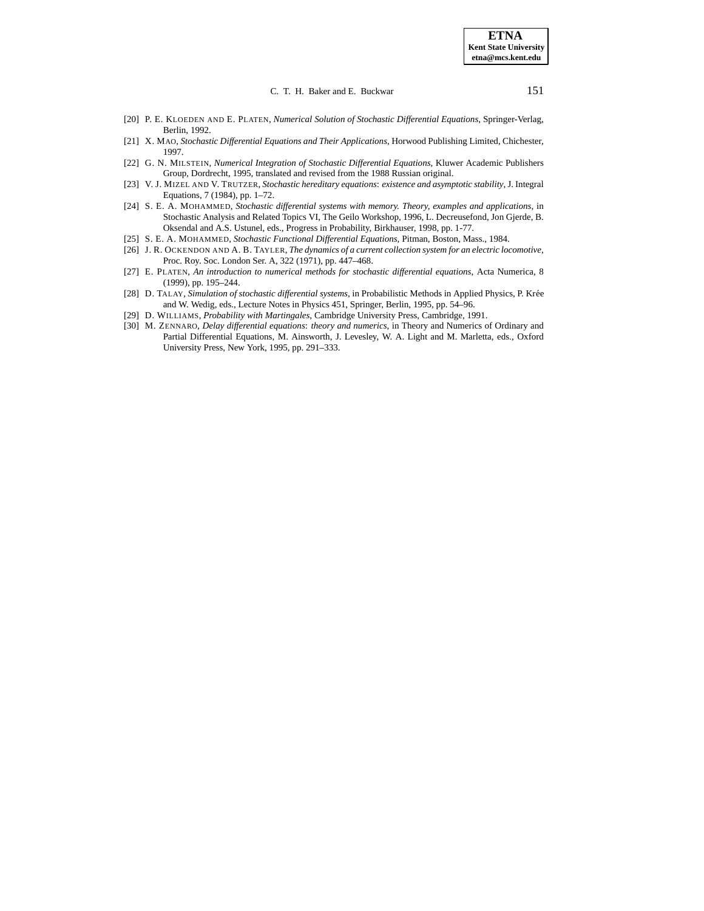[20] P. E. Kloeden and E. Platen, *Numerical Solution of Stochastic Differential Equations*, Springer-Verlag, Berlin, 1992.

[21] X. Mao, *Stochastic Differential Equations and Their Applications*, Horwood Publishing Limited, Chichester, 1997.

[22] G. N. Milstein, *Numerical Integration of Stochastic Differential Equations*, Kluwer Academic Publishers Group, Dordrecht, 1995, translated and revised from the 1988 Russian original.

[23] V. J. Mizel and V. Trutzer, *Stochastic hereditary equations: existence and asymptotic stability*, J. Integral Equations, 7 (1984), pp. 1–72.

[24] S. E. A. Mohammed, *Stochastic differential systems with memory. Theory, examples and applications*, in Stochastic Analysis and Related Topics VI, The Geilo Workshop, 1996, L. Decreusefond, Jon Gjerde, B. Oksendal and A.S. Ustunel, eds., Progress in Probability, Birkhauser, 1998, pp. 1-77.

[25] S. E. A. Mohammed, *Stochastic Functional Differential Equations*, Pitman, Boston, Mass., 1984.

[26] J. R. Ockendon and A. B. Tayler, *The dynamics of a current collection system for an electric locomotive*, Proc. Roy. Soc. London Ser. A, 322 (1971), pp. 447–468.

[27] E. Platen, *An introduction to numerical methods for stochastic differential equations*, Acta Numerica, 8 (1999), pp. 195–244.

[28] D. Talay, *Simulation of stochastic differential systems*, in Probabilistic Methods in Applied Physics, P. Krée and W. Wedig, eds., Lecture Notes in Physics 451, Springer, Berlin, 1995, pp. 54–96.

[29] D. Williams, *Probability with Martingales*, Cambridge University Press, Cambridge, 1991.

[30] M. Zennaro, *Delay differential equations: theory and numerics*, in Theory and Numerics of Ordinary and Partial Differential Equations, M. Ainsworth, J. Levesley, W. A. Light and M. Marletta, eds., Oxford University Press, New York, 1995, pp. 291–333.